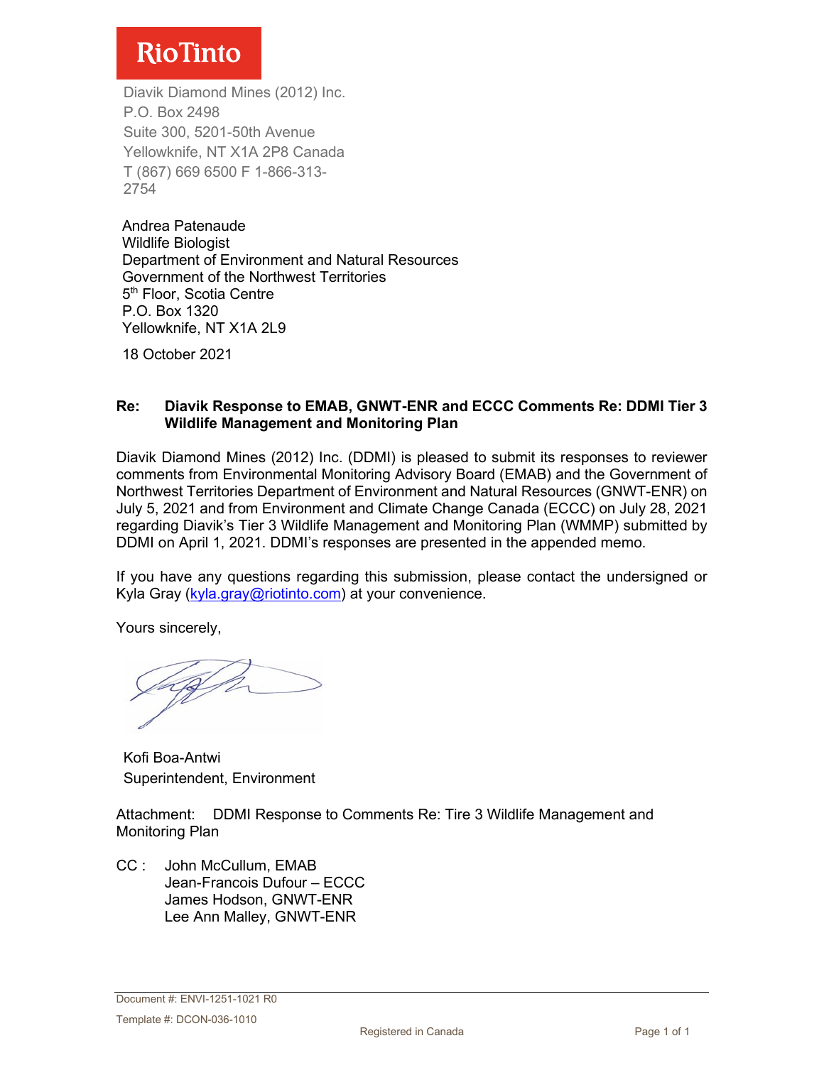**RioTinto**

Diavik Diamond Mines (2012) Inc.
P.O. Box 2498
Suite 300, 5201-50th Avenue
Yellowknife, NT X1A 2P8 Canada
T (867) 669 6500 F 1-866-313-2754

Andrea Patenaude
Wildlife Biologist
Department of Environment and Natural Resources
Government of the Northwest Territories
5th Floor, Scotia Centre
P.O. Box 1320
Yellowknife, NT X1A 2L9

18 October 2021

**Re: Diavik Response to EMAB, GNWT-ENR and ECCC Comments Re: DDMI Tier 3 Wildlife Management and Monitoring Plan**

Diavik Diamond Mines (2012) Inc. (DDMI) is pleased to submit its responses to reviewer comments from Environmental Monitoring Advisory Board (EMAB) and the Government of Northwest Territories Department of Environment and Natural Resources (GNWT-ENR) on July 5, 2021 and from Environment and Climate Change Canada (ECCC) on July 28, 2021 regarding Diavik's Tier 3 Wildlife Management and Monitoring Plan (WMMP) submitted by DDMI on April 1, 2021. DDMI's responses are presented in the appended memo.

If you have any questions regarding this submission, please contact the undersigned or Kyla Gray (kyla.gray@riotinto.com) at your convenience.

Yours sincerely,

Kofi Boa-Antwi
Superintendent, Environment

Attachment: DDMI Response to Comments Re: Tire 3 Wildlife Management and Monitoring Plan

CC : John McCullum, EMAB
Jean-Francois Dufour – ECCC
James Hodson, GNWT-ENR
Lee Ann Malley, GNWT-ENR

Document #: ENVI-1251-1021 R0

Template #: DCON-036-1010

Registered in Canada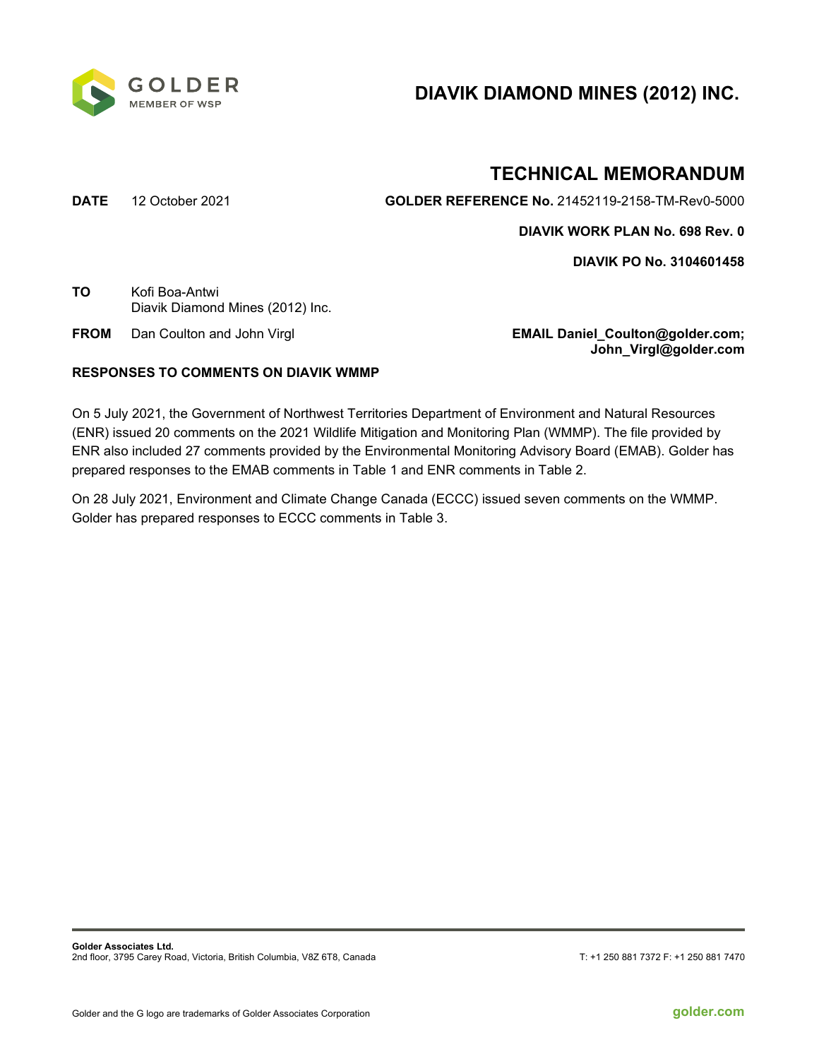# DIAVIK DIAMOND MINES (2012) INC.

## TECHNICAL MEMORANDUM

**DATE** 12 October 2021

**GOLDER REFERENCE No.** 21452119-2158-TM-Rev0-5000

**DIAVIK WORK PLAN No. 698 Rev. 0**

**DIAVIK PO No. 3104601458**

**TO** Kofi Boa-Antwi
Diavik Diamond Mines (2012) Inc.

**FROM** Dan Coulton and John Virgl

**EMAIL Daniel_Coulton@golder.com; John_Virgl@golder.com**

**RESPONSES TO COMMENTS ON DIAVIK WMMP**

On 5 July 2021, the Government of Northwest Territories Department of Environment and Natural Resources (ENR) issued 20 comments on the 2021 Wildlife Mitigation and Monitoring Plan (WMMP). The file provided by ENR also included 27 comments provided by the Environmental Monitoring Advisory Board (EMAB). Golder has prepared responses to the EMAB comments in Table 1 and ENR comments in Table 2.

On 28 July 2021, Environment and Climate Change Canada (ECCC) issued seven comments on the WMMP. Golder has prepared responses to ECCC comments in Table 3.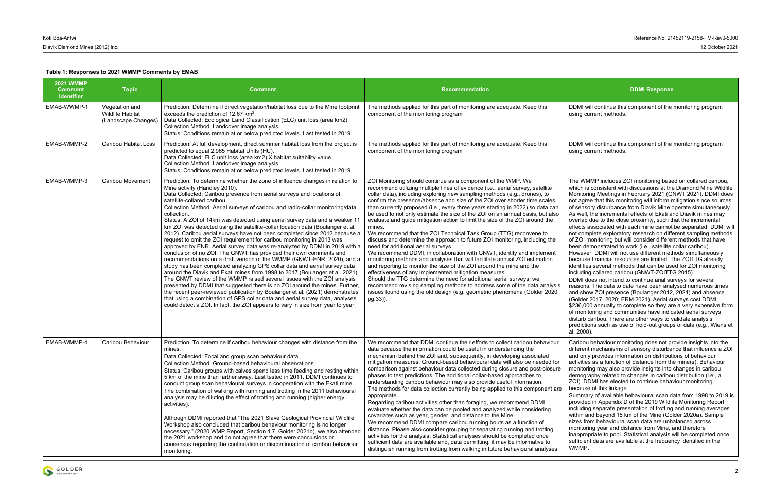**Table 1: Responses to 2021 WMMP Comments by EMAB**

| 2021 WMMP Comment Identifier | Topic | Comment | Recommendation | DDMI Response |
|---|---|---|---|---|
| EMAB-WWMP-1 | Vegetation and Wildlife Habitat (Landscape Changes) | Prediction: Determine if direct vegetation/habitat loss due to the Mine footprint exceeds the prediction of 12.67 km$^2$.<br>Data Collected: Ecological Land Classification (ELC) unit loss (area km2).<br>Collection Method: Landcover image analysis.<br>Status: Conditions remain at or below predicted levels. Last tested in 2019. | The methods applied for this part of monitoring are adequate. Keep this component of the monitoring program | DDMI will continue this component of the monitoring program using current methods. |
| EMAB-WMMP-2 | Caribou Habitat Loss | Prediction: At full development, direct summer habitat loss from the project is predicted to equal 2.965 Habitat Units (HU).<br>Data Collected: ELC unit loss (area km2) X habitat suitability value.<br>Collection Method: Landcover image analysis.<br>Status: Conditions remain at or below predicted levels. Last tested in 2019. | The methods applied for this part of monitoring are adequate. Keep this component of the monitoring program | DDMI will continue this component of the monitoring program using current methods. |
| EMAB-WMMP-3 | Caribou Movement | Prediction: To determine whether the zone of influence changes in relation to Mine activity (Handley 2010).<br>Data Collected: Caribou presence from aerial surveys and locations of satellite-collared caribou.<br>Collection Method: Aerial surveys of caribou and radio-collar monitoring/data collection.<br>Status: A ZOI of 14km was detected using aerial survey data and a weaker 11 km ZOI was detected using the satellite-collar location data (Boulanger et al. 2012). Caribou aerial surveys have not been completed since 2012 because a request to omit the ZOI requirement for caribou monitoring in 2013 was approved by ENR. Aerial survey data was re-analyzed by DDMI in 2019 with a conclusion of no ZOI. The GNWT has provided their own comments and recommendations on a draft version of the WMMP (GNWT-ENR, 2020), and a study has been completed analyzing GPS collar data and aerial survey data around the Diavik and Ekati mines from 1998 to 2017 (Boulanger et al. 2021). The GNWT review of the WMMP raised several issues with the ZOI analysis presented by DDMI that suggested there is no ZOI around the mines. Further, the recent peer-reviewed publication by Boulanger et al. (2021) demonstrates that using a combination of GPS collar data and aerial survey data, analyses could detect a ZOI. In fact, the ZOI appears to vary in size from year to year. | ZOI Monitoring should continue as a component of the WMP. We recommend utilizing multiple lines of evidence (i.e., aerial survey, satellite collar data), including exploring new sampling methods (e.g., drones), to confirm the presence/absence and size of the ZOI over shorter time scales than currently proposed (i.e., every three years starting in 2022) so data can be used to not only estimate the size of the ZOI on an annual basis, but also evaluate and guide mitigation action to limit the size of the ZOI around the mines.<br>We recommend that the ZOI Technical Task Group (TTG) reconvene to discuss and determine the approach to future ZOI monitoring, including the need for additional aerial surveys.<br>We recommend DDMI, in collaboration with GNWT, identify and implement monitoring methods and analyses that will facilitate annual ZOI estimation and reporting to monitor the size of the ZOI around the mine and the effectiveness of any implemented mitigation measures.<br>Should the TTG determine the need for additional aerial surveys, we recommend revising sampling methods to address some of the data analysis issues found using the old design (e.g. geometric phenomena (Golder 2020, pg.33)). | The WMMP includes ZOI monitoring based on collared caribou, which is consistent with discussions at the Diamond Mine Wildlife Monitoring Meetings in February 2021 (GNWT 2021). DDMI does not agree that this monitoring will inform mitigation since sources of sensory disturbance from Diavik Mine operate simultaneously. As well, the incremental effects of Ekati and Diavik mines may overlap due to the close proximity, such that the incremental effects associated with each mine cannot be separated. DDMI will not complete exploratory research on different sampling methods of ZOI monitoring but will consider different methods that have been demonstrated to work (i.e., satellite collar caribou). However, DDMI will not use different methods simultaneously because financial resources are limited. The ZOITTG already identifies several methods that can be used for ZOI monitoring including collared caribou (GNWT-ZOITTG 2015).<br>DDMI does not intend to continue arial surveys for several reasons. The data to date have been analysed numerous times and show ZOI presence (Boulanger 2012, 2021) and absence (Golder 2017, 2020; ERM 2021). Aerial surveys cost DDMI \$236,000 annually to complete so they are a very expensive form of monitoring and communities have indicated aerial surveys disturb caribou. There are other ways to validate analysis predictions such as use of hold-out groups of data (e.g., Wiens et al. 2008). |
| EMAB-WMMP-4 | Caribou Behaviour | Prediction: To determine if caribou behaviour changes with distance from the mines.<br>Data Collected: Focal and group scan behaviour data.<br>Collection Method: Ground-based behavioural observations.<br>Status: Caribou groups with calves spend less time feeding and resting within 5 km of the mine than farther away. Last tested in 2011. DDMI continues to conduct group scan behavioural surveys in cooperation with the Ekati mine. The combination of walking with running and trotting in the 2011 behavioural analysis may be diluting the effect of trotting and running (higher energy activities).<br><br>Although DDMI reported that "The 2021 Slave Geological Provincial Wildlife Workshop also concluded that caribou behaviour monitoring is no longer necessary." (2020 WMP Report, Section 4.7, Golder 2021b), we also attended the 2021 workshop and do not agree that there were conclusions or consensus regarding the continuation or discontinuation of caribou behaviour monitoring. | We recommend that DDMI continue their efforts to collect caribou behaviour data because the information could be useful in understanding the mechanism behind the ZOI and, subsequently, in developing associated mitigation measures. Ground-based behavioural data will also be needed for comparison against behaviour data collected during closure and post-closure phases to test predictions. The additional collar-based approaches to understanding caribou behaviour may also provide useful information.<br>The methods for data collection currently being applied to this component are appropriate.<br>Regarding caribou activities other than foraging, we recommend DDMI evaluate whether the data can be pooled and analyzed while considering covariates such as year, gender, and distance to the Mine.<br>We recommend DDMI compare caribou running bouts as a function of distance. Please also consider grouping or separating running and trotting activities for the analysis. Statistical analyses should be completed once sufficient data are available and, data permitting, it may be informative to distinguish running from trotting from walking in future behavioural analyses. | Caribou behaviour monitoring does not provide insights into the different mechanisms of sensory disturbance that influence a ZOI and only provides information on distributions of behaviour activities as a function of distance from the mine(s). Behaviour monitoring may also provide insights into changes in caribou demography related to changes in caribou distribution (i.e., a ZOI). DDMI has elected to continue behaviour monitoring because of this linkage.<br>Summary of available behavioural scan data from 1998 to 2019 is provided in Appendix D of the 2019 Wildlife Monitoring Report, including separate presentation of trotting and running averages within and beyond 15 km of the Mine (Golder 2020a). Sample sizes from behavioural scan data are unbalanced across monitoring year and distance from Mine, and therefore inappropriate to pool. Statistical analysis will be completed once sufficient data are available at the frequency identified in the WMMP. |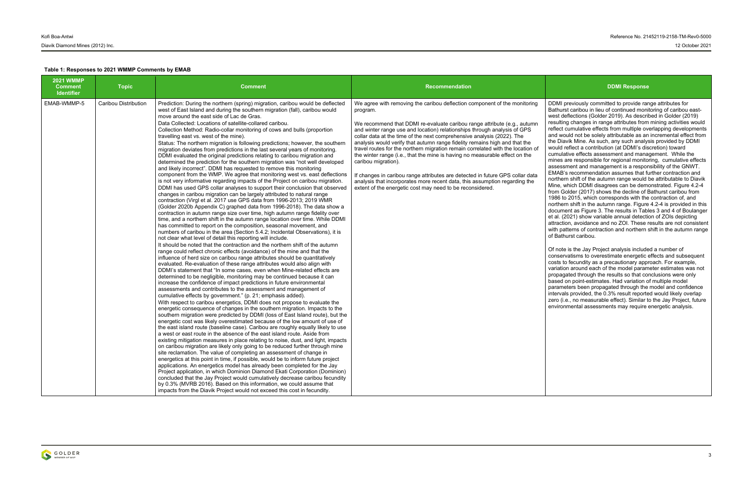**Table 1: Responses to 2021 WMMP Comments by EMAB**

| 2021 WMMP Comment Identifier | Topic | Comment | Recommendation | DDMI Response |
|---|---|---|---|---|
| EMAB-WMMP-5 | Caribou Distribution | Prediction: During the northern (spring) migration, caribou would be deflected west of East Island and during the southern migration (fall), caribou would move around the east side of Lac de Gras.<br>Data Collected: Locations of satellite-collared caribou.<br>Collection Method: Radio-collar monitoring of cows and bulls (proportion travelling east vs. west of the mine).<br>Status: The northern migration is following predictions; however, the southern migration deviates from predictions in the last several years of monitoring. DDMI evaluated the original predictions relating to caribou migration and determined the prediction for the southern migration was "not well developed and likely incorrect". DDMI has requested to remove this monitoring component from the WMP. We agree that monitoring west vs. east deflections is not very informative regarding impacts of the Project on caribou migration. DDMI has used GPS collar analyses to support their conclusion that observed changes in caribou migration can be largely attributed to natural range contraction (Virgl et al. 2017 use GPS data from 1996-2013; 2019 WMR (Golder 2020b Appendix C) graphed data from 1996-2018). The data show a contraction in autumn range size over time, high autumn range fidelity over time, and a northern shift in the autumn range location over time. While DDMI has committed to report on the composition, seasonal movement, and numbers of caribou in the area (Section 5.4.2; Incidental Observations), it is not clear what level of detail this reporting will include.<br>It should be noted that the contraction and the northern shift of the autumn range could reflect chronic effects (avoidance) of the mine and that the influence of herd size on caribou range attributes should be quantitatively evaluated. Re-evaluation of these range attributes would also align with DDMI's statement that "In some cases, even when Mine-related effects are determined to be negligible, monitoring may be continued because it can increase the confidence of impact predictions in future environmental assessments and contributes to the assessment and management of cumulative effects by government." (p. 21; emphasis added).<br>With respect to caribou energetics, DDMI does not propose to evaluate the energetic consequence of changes in the southern migration. Impacts to the southern migration were predicted by DDMI (loss of East Island route), but the energetic cost was likely overestimated because of the low amount of use of the east island route (baseline case). Caribou are roughly equally likely to use a west or east route in the absence of the east island route. Aside from existing mitigation measures in place relating to noise, dust, and light, impacts on caribou migration are likely only going to be reduced further through mine site reclamation. The value of completing an assessment of change in energetics at this point in time, if possible, would be to inform future project applications. An energetics model has already been completed for the Jay Project application, in which Dominion Diamond Ekati Corporation (Dominion) concluded that the Jay Project would cumulatively decrease caribou fecundity by 0.3% (MVRB 2016). Based on this information, we could assume that impacts from the Diavik Project would not exceed this cost in fecundity. | We agree with removing the caribou deflection component of the monitoring program.<br><br>We recommend that DDMI re-evaluate caribou range attribute (e.g., autumn and winter range use and location) relationships through analysis of GPS collar data at the time of the next comprehensive analysis (2022). The analysis would verify that autumn range fidelity remains high and that the travel routes for the northern migration remain correlated with the location of the winter range (i.e., that the mine is having no measurable effect on the caribou migration).<br><br>If changes in caribou range attributes are detected in future GPS collar data analysis that incorporates more recent data, this assumption regarding the extent of the energetic cost may need to be reconsidered. | DDMI previously committed to provide range attributes for Bathurst caribou in lieu of continued monitoring of caribou east-west deflections (Golder 2019). As described in Golder (2019) resulting changes in range attributes from mining activities would reflect cumulative effects from multiple overlapping developments and would not be solely attributable as an incremental effect from the Diavik Mine. As such, any such analysis provided by DDMI would reflect a contribution (at DDMI's discretion) toward cumulative effects assessment and management. While the mines are responsible for regional monitoring, cumulative effects assessment and management is a responsibility of the GNWT. EMAB's recommendation assumes that further contraction and northern shift of the autumn range would be attributable to Diavik Mine, which DDMI disagrees can be demonstrated. Figure 4.2-4 from Golder (2017) shows the decline of Bathurst caribou from 1986 to 2015, which corresponds with the contraction of, and northern shift in the autumn range. Figure 4.2-4 is provided in this document as Figure 3. The results in Tables 3 and 4 of Boulanger et al. (2021) show variable annual detection of ZOIs depicting attraction, avoidance and no ZOI. These results are not consistent with patterns of contraction and northern shift in the autumn range of Bathurst caribou.<br><br>Of note is the Jay Project analysis included a number of conservatisms to overestimate energetic effects and subsequent costs to fecundity as a precautionary approach. For example, variation around each of the model parameter estimates was not propagated through the results so that conclusions were only based on point-estimates. Had variation of multiple model parameters been propagated through the model and confidence intervals provided, the 0.3% result reported would likely overlap zero (i.e., no measurable effect). Similar to the Jay Project, future environmental assessments may require energetic analysis. |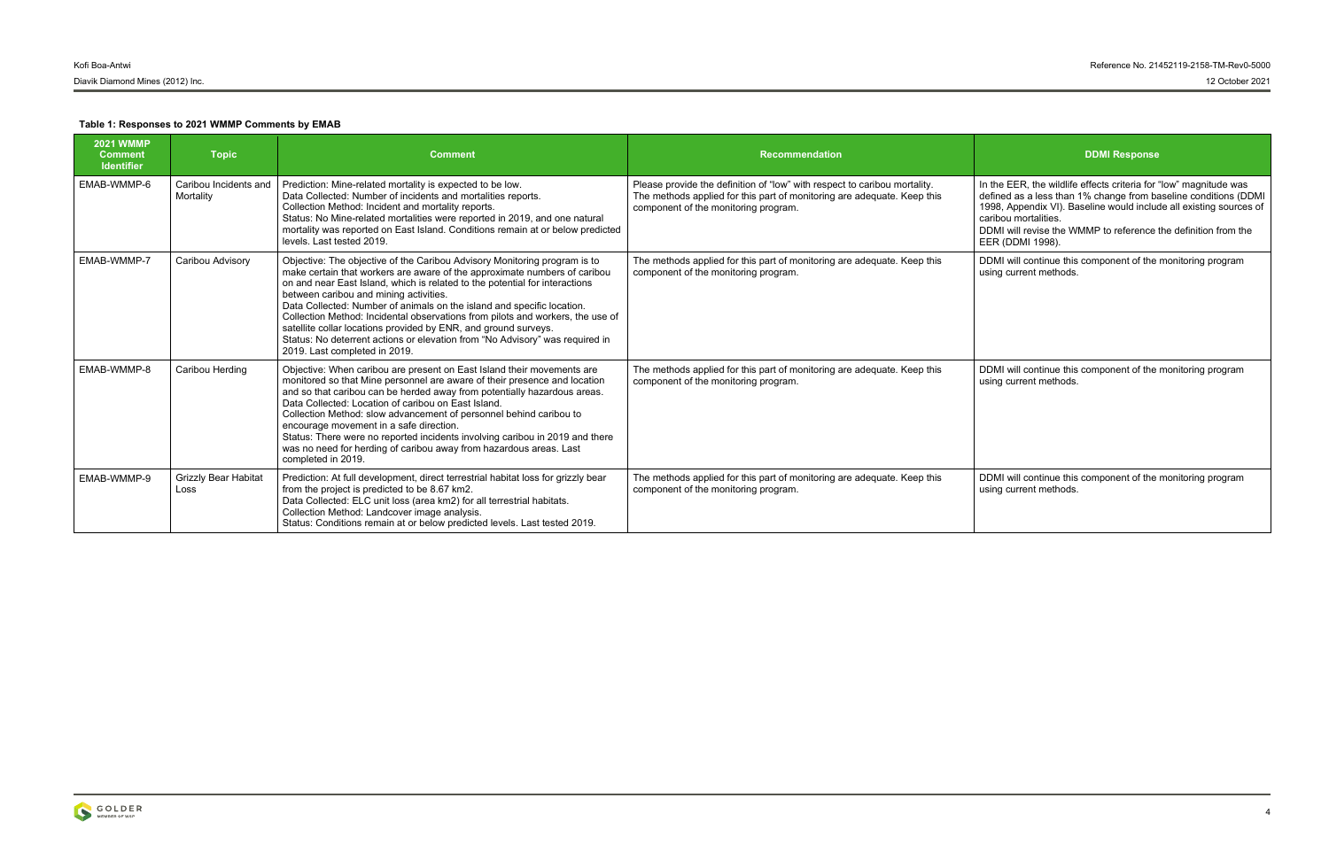**Table 1: Responses to 2021 WMMP Comments by EMAB**

| 2021 WMMP Comment Identifier | Topic | Comment | Recommendation | DDMI Response |
|---|---|---|---|---|
| EMAB-WMMP-6 | Caribou Incidents and Mortality | Prediction: Mine-related mortality is expected to be low.<br>Data Collected: Number of incidents and mortalities reports.<br>Collection Method: Incident and mortality reports.<br>Status: No Mine-related mortalities were reported in 2019, and one natural mortality was reported on East Island. Conditions remain at or below predicted levels. Last tested 2019. | Please provide the definition of "low" with respect to caribou mortality. The methods applied for this part of monitoring are adequate. Keep this component of the monitoring program. | In the EER, the wildlife effects criteria for "low" magnitude was defined as a less than 1% change from baseline conditions (DDMI 1998, Appendix VI). Baseline would include all existing sources of caribou mortalities.<br>DDMI will revise the WMMP to reference the definition from the EER (DDMI 1998). |
| EMAB-WMMP-7 | Caribou Advisory | Objective: The objective of the Caribou Advisory Monitoring program is to make certain that workers are aware of the approximate numbers of caribou on and near East Island, which is related to the potential for interactions between caribou and mining activities.<br>Data Collected: Number of animals on the island and specific location.<br>Collection Method: Incidental observations from pilots and workers, the use of satellite collar locations provided by ENR, and ground surveys.<br>Status: No deterrent actions or elevation from "No Advisory" was required in 2019. Last completed in 2019. | The methods applied for this part of monitoring are adequate. Keep this component of the monitoring program. | DDMI will continue this component of the monitoring program using current methods. |
| EMAB-WMMP-8 | Caribou Herding | Objective: When caribou are present on East Island their movements are monitored so that Mine personnel are aware of their presence and location and so that caribou can be herded away from potentially hazardous areas.<br>Data Collected: Location of caribou on East Island.<br>Collection Method: slow advancement of personnel behind caribou to encourage movement in a safe direction.<br>Status: There were no reported incidents involving caribou in 2019 and there was no need for herding of caribou away from hazardous areas. Last completed in 2019. | The methods applied for this part of monitoring are adequate. Keep this component of the monitoring program. | DDMI will continue this component of the monitoring program using current methods. |
| EMAB-WMMP-9 | Grizzly Bear Habitat Loss | Prediction: At full development, direct terrestrial habitat loss for grizzly bear from the project is predicted to be 8.67 km2.<br>Data Collected: ELC unit loss (area km2) for all terrestrial habitats.<br>Collection Method: Landcover image analysis.<br>Status: Conditions remain at or below predicted levels. Last tested 2019. | The methods applied for this part of monitoring are adequate. Keep this component of the monitoring program. | DDMI will continue this component of the monitoring program using current methods. |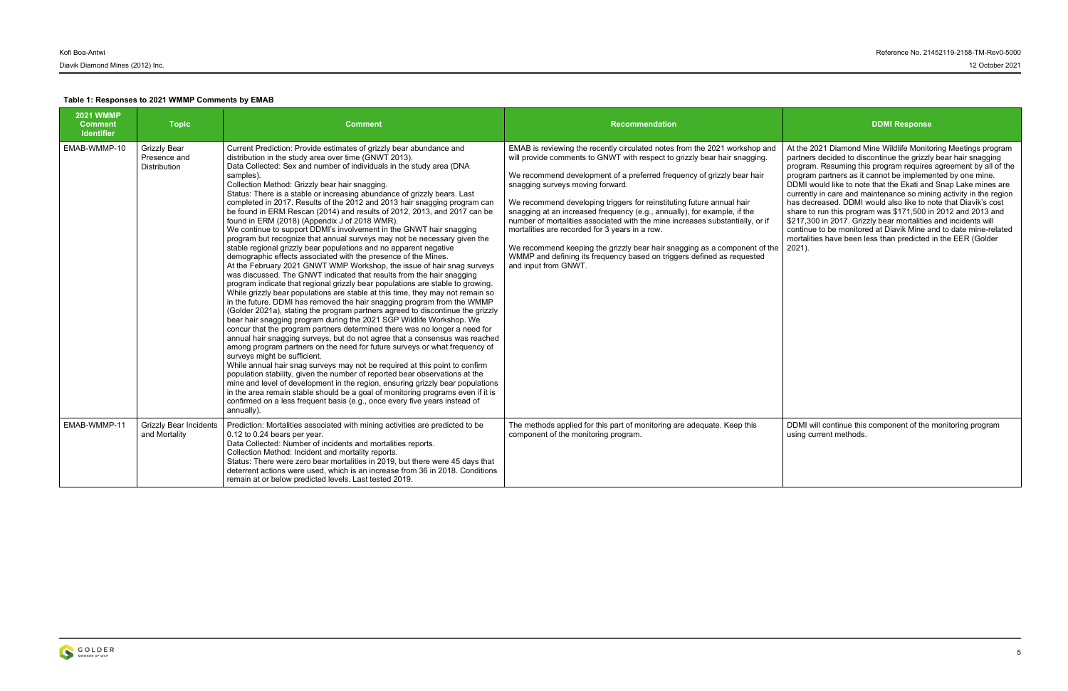**Table 1: Responses to 2021 WMMP Comments by EMAB**

| 2021 WMMP Comment Identifier | Topic | Comment | Recommendation | DDMI Response |
|---|---|---|---|---|
| EMAB-WMMP-10 | Grizzly Bear Presence and Distribution | Current Prediction: Provide estimates of grizzly bear abundance and distribution in the study area over time (GNWT 2013).<br>Data Collected: Sex and number of individuals in the study area (DNA samples).<br>Collection Method: Grizzly bear hair snagging.<br>Status: There is a stable or increasing abundance of grizzly bears. Last completed in 2017. Results of the 2012 and 2013 hair snagging program can be found in ERM Rescan (2014) and results of 2012, 2013, and 2017 can be found in ERM (2018) (Appendix J of 2018 WMR).<br>We continue to support DDMI's involvement in the GNWT hair snagging program but recognize that annual surveys may not be necessary given the stable regional grizzly bear populations and no apparent negative demographic effects associated with the presence of the Mines.<br>At the February 2021 GNWT WMP Workshop, the issue of hair snag surveys was discussed. The GNWT indicated that results from the hair snagging program indicate that regional grizzly bear populations are stable to growing. While grizzly bear populations are stable at this time, they may not remain so in the future. DDMI has removed the hair snagging program from the WMMP (Golder 2021a), stating the program partners agreed to discontinue the grizzly bear hair snagging program during the 2021 SGP Wildlife Workshop. We concur that the program partners determined there was no longer a need for annual hair snagging surveys, but do not agree that a consensus was reached among program partners on the need for future surveys or what frequency of surveys might be sufficient.<br>While annual hair snag surveys may not be required at this point to confirm population stability, given the number of reported bear observations at the mine and level of development in the region, ensuring grizzly bear populations in the area remain stable should be a goal of monitoring programs even if it is confirmed on a less frequent basis (e.g., once every five years instead of annually). | EMAB is reviewing the recently circulated notes from the 2021 workshop and will provide comments to GNWT with respect to grizzly bear hair snagging.<br><br>We recommend development of a preferred frequency of grizzly bear hair snagging surveys moving forward.<br><br>We recommend developing triggers for reinstituting future annual hair snagging at an increased frequency (e.g., annually), for example, if the number of mortalities associated with the mine increases substantially, or if mortalities are recorded for 3 years in a row.<br><br>We recommend keeping the grizzly bear hair snagging as a component of the WMMP and defining its frequency based on triggers defined as requested and input from GNWT. | At the 2021 Diamond Mine Wildlife Monitoring Meetings program partners decided to discontinue the grizzly bear hair snagging program. Resuming this program requires agreement by all of the program partners as it cannot be implemented by one mine. DDMI would like to note that the Ekati and Snap Lake mines are currently in care and maintenance so mining activity in the region has decreased. DDMI would also like to note that Diavik's cost share to run this program was $171,500 in 2012 and 2013 and $217,300 in 2017. Grizzly bear mortalities and incidents will continue to be monitored at Diavik Mine and to date mine-related mortalities have been less than predicted in the EER (Golder 2021). |
| EMAB-WMMP-11 | Grizzly Bear Incidents and Mortality | Prediction: Mortalities associated with mining activities are predicted to be 0.12 to 0.24 bears per year.<br>Data Collected: Number of incidents and mortalities reports.<br>Collection Method: Incident and mortality reports.<br>Status: There were zero bear mortalities in 2019, but there were 45 days that deterrent actions were used, which is an increase from 36 in 2018. Conditions remain at or below predicted levels. Last tested 2019. | The methods applied for this part of monitoring are adequate. Keep this component of the monitoring program. | DDMI will continue this component of the monitoring program using current methods. |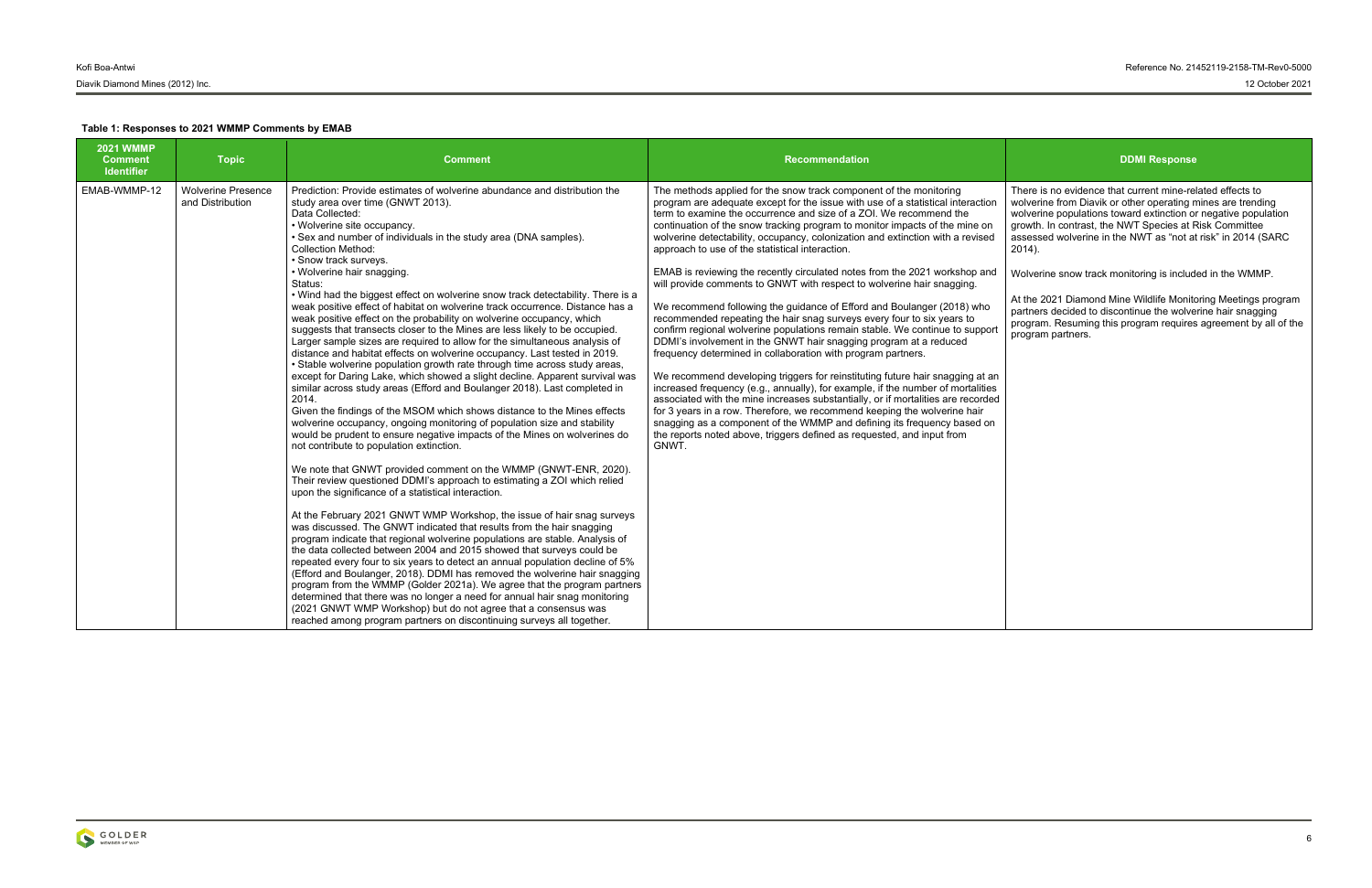**Table 1: Responses to 2021 WMMP Comments by EMAB**

| 2021 WMMP Comment Identifier | Topic | Comment | Recommendation | DDMI Response |
|---|---|---|---|---|
| EMAB-WMMP-12 | Wolverine Presence and Distribution | Prediction: Provide estimates of wolverine abundance and distribution the study area over time (GNWT 2013).<br>Data Collected:<br>• Wolverine site occupancy.<br>• Sex and number of individuals in the study area (DNA samples).<br>Collection Method:<br>• Snow track surveys.<br>• Wolverine hair snagging.<br>Status:<br>• Wind had the biggest effect on wolverine snow track detectability. There is a weak positive effect of habitat on wolverine track occurrence. Distance has a weak positive effect on the probability on wolverine occupancy, which suggests that transects closer to the Mines are less likely to be occupied. Larger sample sizes are required to allow for the simultaneous analysis of distance and habitat effects on wolverine occupancy. Last tested in 2019.<br>• Stable wolverine population growth rate through time across study areas, except for Daring Lake, which showed a slight decline. Apparent survival was similar across study areas (Efford and Boulanger 2018). Last completed in 2014.<br>Given the findings of the MSOM which shows distance to the Mines effects wolverine occupancy, ongoing monitoring of population size and stability would be prudent to ensure negative impacts of the Mines on wolverines do not contribute to population extinction.<br><br>We note that GNWT provided comment on the WMMP (GNWT-ENR, 2020). Their review questioned DDMI's approach to estimating a ZOI which relied upon the significance of a statistical interaction.<br><br>At the February 2021 GNWT WMP Workshop, the issue of hair snag surveys was discussed. The GNWT indicated that results from the hair snagging program indicate that regional wolverine populations are stable. Analysis of the data collected between 2004 and 2015 showed that surveys could be repeated every four to six years to detect an annual population decline of 5% (Efford and Boulanger, 2018). DDMI has removed the wolverine hair snagging program from the WMMP (Golder 2021a). We agree that the program partners determined that there was no longer a need for annual hair snag monitoring (2021 GNWT WMP Workshop) but do not agree that a consensus was reached among program partners on discontinuing surveys all together. | The methods applied for the snow track component of the monitoring program are adequate except for the issue with use of a statistical interaction term to examine the occurrence and size of a ZOI. We recommend the continuation of the snow tracking program to monitor impacts of the mine on wolverine detectability, occupancy, colonization and extinction with a revised approach to use of the statistical interaction.<br><br>EMAB is reviewing the recently circulated notes from the 2021 workshop and will provide comments to GNWT with respect to wolverine hair snagging.<br><br>We recommend following the guidance of Efford and Boulanger (2018) who recommended repeating the hair snag surveys every four to six years to confirm regional wolverine populations remain stable. We continue to support DDMI's involvement in the GNWT hair snagging program at a reduced frequency determined in collaboration with program partners.<br><br>We recommend developing triggers for reinstituting future hair snagging at an increased frequency (e.g., annually), for example, if the number of mortalities associated with the mine increases substantially, or if mortalities are recorded for 3 years in a row. Therefore, we recommend keeping the wolverine hair snagging as a component of the WMMP and defining its frequency based on the reports noted above, triggers defined as requested, and input from GNWT. | There is no evidence that current mine-related effects to wolverine from Diavik or other operating mines are trending wolverine populations toward extinction or negative population growth. In contrast, the NWT Species at Risk Committee assessed wolverine in the NWT as "not at risk" in 2014 (SARC 2014).<br><br>Wolverine snow track monitoring is included in the WMMP.<br><br>At the 2021 Diamond Mine Wildlife Monitoring Meetings program partners decided to discontinue the wolverine hair snagging program. Resuming this program requires agreement by all of the program partners. |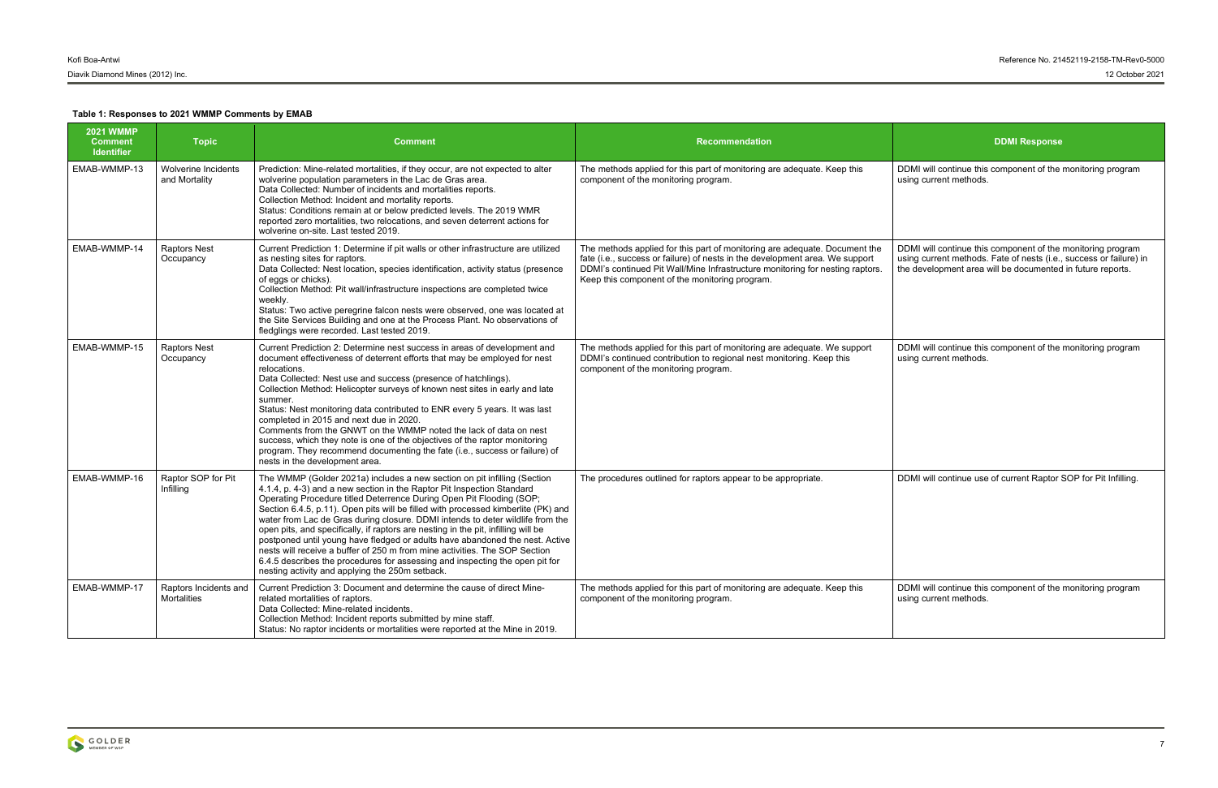**Table 1: Responses to 2021 WMMP Comments by EMAB**

| 2021 WMMP Comment Identifier | Topic | Comment | Recommendation | DDMI Response |
|---|---|---|---|---|
| EMAB-WMMP-13 | Wolverine Incidents and Mortality | Prediction: Mine-related mortalities, if they occur, are not expected to alter wolverine population parameters in the Lac de Gras area.<br>Data Collected: Number of incidents and mortalities reports.<br>Collection Method: Incident and mortality reports.<br>Status: Conditions remain at or below predicted levels. The 2019 WMR reported zero mortalities, two relocations, and seven deterrent actions for wolverine on-site. Last tested 2019. | The methods applied for this part of monitoring are adequate. Keep this component of the monitoring program. | DDMI will continue this component of the monitoring program using current methods. |
| EMAB-WMMP-14 | Raptors Nest Occupancy | Current Prediction 1: Determine if pit walls or other infrastructure are utilized as nesting sites for raptors.<br>Data Collected: Nest location, species identification, activity status (presence of eggs or chicks).<br>Collection Method: Pit wall/infrastructure inspections are completed twice weekly.<br>Status: Two active peregrine falcon nests were observed, one was located at the Site Services Building and one at the Process Plant. No observations of fledglings were recorded. Last tested 2019. | The methods applied for this part of monitoring are adequate. Document the fate (i.e., success or failure) of nests in the development area. We support DDMI's continued Pit Wall/Mine Infrastructure monitoring for nesting raptors. Keep this component of the monitoring program. | DDMI will continue this component of the monitoring program using current methods. Fate of nests (i.e., success or failure) in the development area will be documented in future reports. |
| EMAB-WMMP-15 | Raptors Nest Occupancy | Current Prediction 2: Determine nest success in areas of development and document effectiveness of deterrent efforts that may be employed for nest relocations.<br>Data Collected: Nest use and success (presence of hatchlings).<br>Collection Method: Helicopter surveys of known nest sites in early and late summer.<br>Status: Nest monitoring data contributed to ENR every 5 years. It was last completed in 2015 and next due in 2020.<br>Comments from the GNWT on the WMMP noted the lack of data on nest success, which they note is one of the objectives of the raptor monitoring program. They recommend documenting the fate (i.e., success or failure) of nests in the development area. | The methods applied for this part of monitoring are adequate. We support DDMI's continued contribution to regional nest monitoring. Keep this component of the monitoring program. | DDMI will continue this component of the monitoring program using current methods. |
| EMAB-WMMP-16 | Raptor SOP for Pit Infilling | The WMMP (Golder 2021a) includes a new section on pit infilling (Section 4.1.4, p. 4-3) and a new section in the Raptor Pit Inspection Standard Operating Procedure titled Deterrence During Open Pit Flooding (SOP; Section 6.4.5, p.11). Open pits will be filled with processed kimberlite (PK) and water from Lac de Gras during closure. DDMI intends to deter wildlife from the open pits, and specifically, if raptors are nesting in the pit, infilling will be postponed until young have fledged or adults have abandoned the nest. Active nests will receive a buffer of 250 m from mine activities. The SOP Section 6.4.5 describes the procedures for assessing and inspecting the open pit for nesting activity and applying the 250m setback. | The procedures outlined for raptors appear to be appropriate. | DDMI will continue use of current Raptor SOP for Pit Infilling. |
| EMAB-WMMP-17 | Raptors Incidents and Mortalities | Current Prediction 3: Document and determine the cause of direct Mine-related mortalities of raptors.<br>Data Collected: Mine-related incidents.<br>Collection Method: Incident reports submitted by mine staff.<br>Status: No raptor incidents or mortalities were reported at the Mine in 2019. | The methods applied for this part of monitoring are adequate. Keep this component of the monitoring program. | DDMI will continue this component of the monitoring program using current methods. |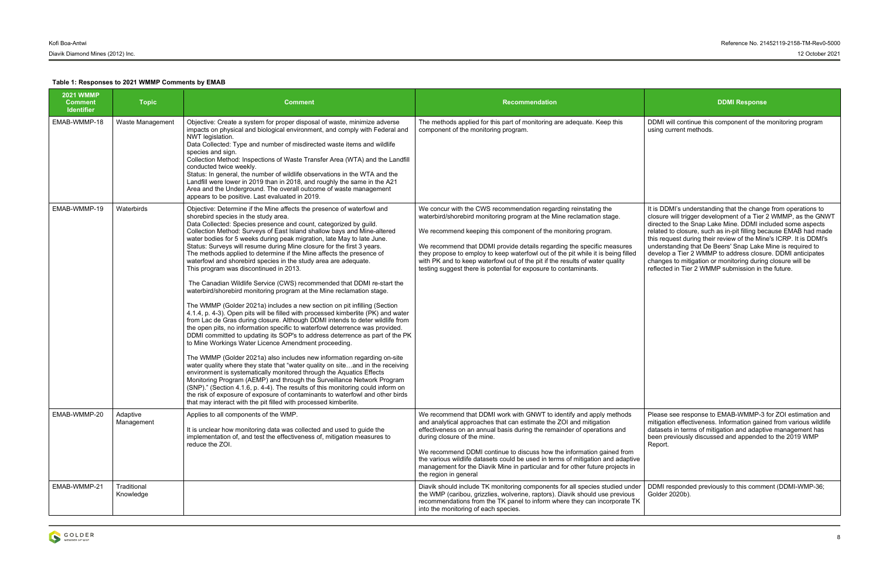**Table 1: Responses to 2021 WMMP Comments by EMAB**

| 2021 WMMP Comment Identifier | Topic | Comment | Recommendation | DDMI Response |
|---|---|---|---|---|
| EMAB-WMMP-18 | Waste Management | Objective: Create a system for proper disposal of waste, minimize adverse impacts on physical and biological environment, and comply with Federal and NWT legislation.<br>Data Collected: Type and number of misdirected waste items and wildlife species and sign.<br>Collection Method: Inspections of Waste Transfer Area (WTA) and the Landfill conducted twice weekly.<br>Status: In general, the number of wildlife observations in the WTA and the Landfill were lower in 2019 than in 2018, and roughly the same in the A21 Area and the Underground. The overall outcome of waste management appears to be positive. Last evaluated in 2019. | The methods applied for this part of monitoring are adequate. Keep this component of the monitoring program. | DDMI will continue this component of the monitoring program using current methods. |
| EMAB-WMMP-19 | Waterbirds | Objective: Determine if the Mine affects the presence of waterfowl and shorebird species in the study area.<br>Data Collected: Species presence and count, categorized by guild.<br>Collection Method: Surveys of East Island shallow bays and Mine-altered water bodies for 5 weeks during peak migration, late May to late June.<br>Status: Surveys will resume during Mine closure for the first 3 years. The methods applied to determine if the Mine affects the presence of waterfowl and shorebird species in the study area are adequate. This program was discontinued in 2013.<br><br>The Canadian Wildlife Service (CWS) recommended that DDMI re-start the waterbird/shorebird monitoring program at the Mine reclamation stage.<br><br>The WMMP (Golder 2021a) includes a new section on pit infilling (Section 4.1.4, p. 4-3). Open pits will be filled with processed kimberlite (PK) and water from Lac de Gras during closure. Although DDMI intends to deter wildlife from the open pits, no information specific to waterfowl deterrence was provided. DDMI committed to updating its SOP's to address deterrence as part of the PK to Mine Workings Water Licence Amendment proceeding.<br><br>The WMMP (Golder 2021a) also includes new information regarding on-site water quality where they state that "water quality on site…and in the receiving environment is systematically monitored through the Aquatics Effects Monitoring Program (AEMP) and through the Surveillance Network Program (SNP)." (Section 4.1.6, p. 4-4). The results of this monitoring could inform on the risk of exposure of exposure of contaminants to waterfowl and other birds that may interact with the pit filled with processed kimberlite. | We concur with the CWS recommendation regarding reinstating the waterbird/shorebird monitoring program at the Mine reclamation stage.<br><br>We recommend keeping this component of the monitoring program.<br><br>We recommend that DDMI provide details regarding the specific measures they propose to employ to keep waterfowl out of the pit while it is being filled with PK and to keep waterfowl out of the pit if the results of water quality testing suggest there is potential for exposure to contaminants. | It is DDMI's understanding that the change from operations to closure will trigger development of a Tier 2 WMMP, as the GNWT directed to the Snap Lake Mine. DDMI included some aspects related to closure, such as in-pit filling because EMAB had made this request during their review of the Mine's ICRP. It is DDMI's understanding that De Beers' Snap Lake Mine is required to develop a Tier 2 WMMP to address closure. DDMI anticipates changes to mitigation or monitoring during closure will be reflected in Tier 2 WMMP submission in the future. |
| EMAB-WMMP-20 | Adaptive Management | Applies to all components of the WMP.<br><br>It is unclear how monitoring data was collected and used to guide the implementation of, and test the effectiveness of, mitigation measures to reduce the ZOI. | We recommend that DDMI work with GNWT to identify and apply methods and analytical approaches that can estimate the ZOI and mitigation effectiveness on an annual basis during the remainder of operations and during closure of the mine.<br><br>We recommend DDMI continue to discuss how the information gained from the various wildlife datasets could be used in terms of mitigation and adaptive management for the Diavik Mine in particular and for other future projects in the region in general | Please see response to EMAB-WMMP-3 for ZOI estimation and mitigation effectiveness. Information gained from various wildlife datasets in terms of mitigation and adaptive management has been previously discussed and appended to the 2019 WMP Report. |
| EMAB-WMMP-21 | Traditional Knowledge | | Diavik should include TK monitoring components for all species studied under the WMP (caribou, grizzlies, wolverine, raptors). Diavik should use previous recommendations from the TK panel to inform where they can incorporate TK into the monitoring of each species. | DDMI responded previously to this comment (DDMI-WMP-36; Golder 2020b). |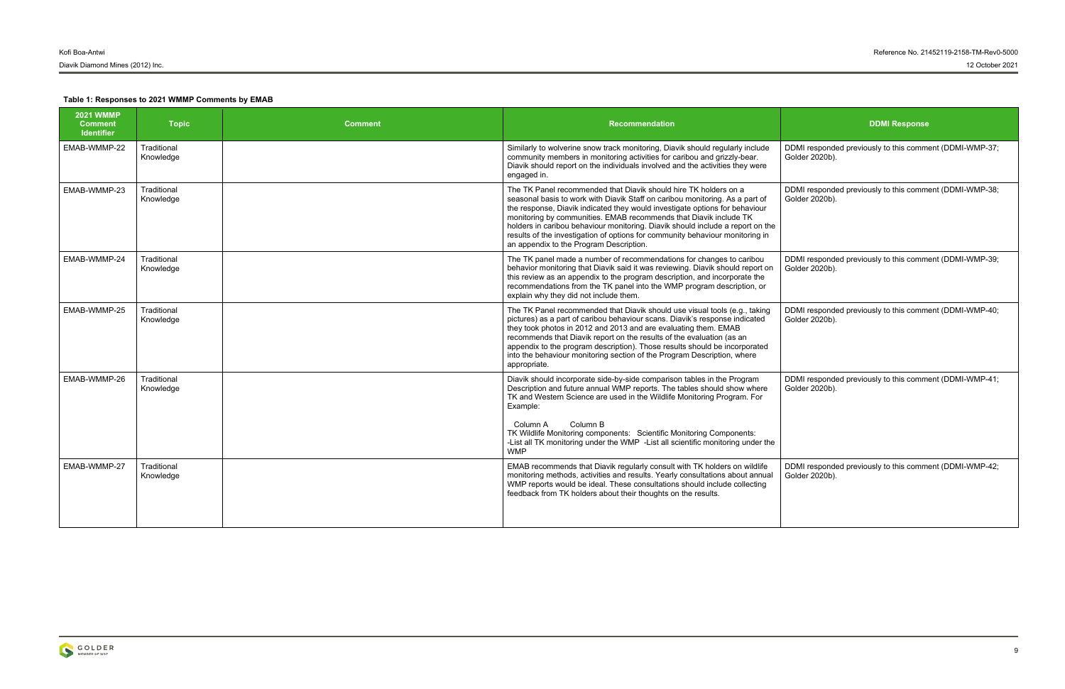**Table 1: Responses to 2021 WMMP Comments by EMAB**

| 2021 WMMP Comment Identifier | Topic | Comment | Recommendation | DDMI Response |
|---|---|---|---|---|
| EMAB-WMMP-22 | Traditional Knowledge | | Similarly to wolverine snow track monitoring, Diavik should regularly include community members in monitoring activities for caribou and grizzly-bear. Diavik should report on the individuals involved and the activities they were engaged in. | DDMI responded previously to this comment (DDMI-WMP-37; Golder 2020b). |
| EMAB-WMMP-23 | Traditional Knowledge | | The TK Panel recommended that Diavik should hire TK holders on a seasonal basis to work with Diavik Staff on caribou monitoring. As a part of the response, Diavik indicated they would investigate options for behaviour monitoring by communities. EMAB recommends that Diavik include TK holders in caribou behaviour monitoring. Diavik should include a report on the results of the investigation of options for community behaviour monitoring in an appendix to the Program Description. | DDMI responded previously to this comment (DDMI-WMP-38; Golder 2020b). |
| EMAB-WMMP-24 | Traditional Knowledge | | The TK panel made a number of recommendations for changes to caribou behavior monitoring that Diavik said it was reviewing. Diavik should report on this review as an appendix to the program description, and incorporate the recommendations from the TK panel into the WMP program description, or explain why they did not include them. | DDMI responded previously to this comment (DDMI-WMP-39; Golder 2020b). |
| EMAB-WMMP-25 | Traditional Knowledge | | The TK Panel recommended that Diavik should use visual tools (e.g., taking pictures) as a part of caribou behaviour scans. Diavik's response indicated they took photos in 2012 and 2013 and are evaluating them. EMAB recommends that Diavik report on the results of the evaluation (as an appendix to the program description). Those results should be incorporated into the behaviour monitoring section of the Program Description, where appropriate. | DDMI responded previously to this comment (DDMI-WMP-40; Golder 2020b). |
| EMAB-WMMP-26 | Traditional Knowledge | | Diavik should incorporate side-by-side comparison tables in the Program Description and future annual WMP reports. The tables should show where TK and Western Science are used in the Wildlife Monitoring Program. For Example:<br><br>Column A Column B<br>TK Wildlife Monitoring components: Scientific Monitoring Components:<br>-List all TK monitoring under the WMP -List all scientific monitoring under the WMP | DDMI responded previously to this comment (DDMI-WMP-41; Golder 2020b). |
| EMAB-WMMP-27 | Traditional Knowledge | | EMAB recommends that Diavik regularly consult with TK holders on wildlife monitoring methods, activities and results. Yearly consultations about annual WMP reports would be ideal. These consultations should include collecting feedback from TK holders about their thoughts on the results. | DDMI responded previously to this comment (DDMI-WMP-42; Golder 2020b). |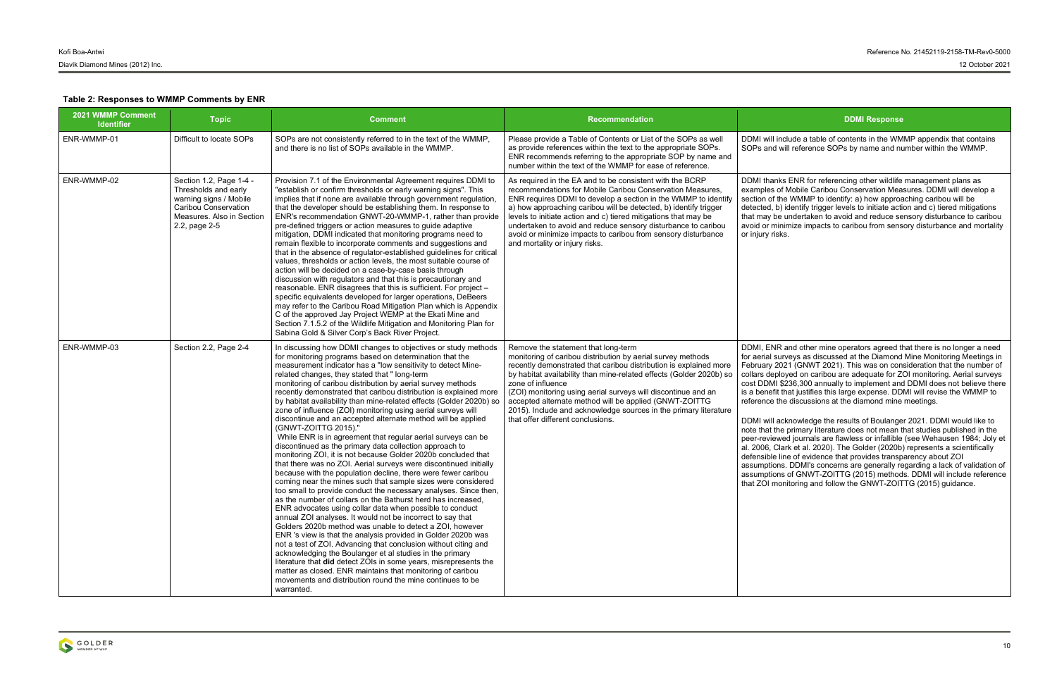**Table 2: Responses to WMMP Comments by ENR**

| 2021 WMMP Comment Identifier | Topic | Comment | Recommendation | DDMI Response |
|---|---|---|---|---|
| ENR-WMMP-01 | Difficult to locate SOPs | SOPs are not consistently referred to in the text of the WMMP, and there is no list of SOPs available in the WMMP. | Please provide a Table of Contents or List of the SOPs as well as provide references within the text to the appropriate SOPs. ENR recommends referring to the appropriate SOP by name and number within the text of the WMMP for ease of reference. | DDMI will include a table of contents in the WMMP appendix that contains SOPs and will reference SOPs by name and number within the WMMP. |
| ENR-WMMP-02 | Section 1.2, Page 1-4 - Thresholds and early warning signs / Mobile Caribou Conservation Measures. Also in Section 2.2, page 2-5 | Provision 7.1 of the Environmental Agreement requires DDMI to "establish or confirm thresholds or early warning signs". This implies that if none are available through government regulation, that the developer should be establishing them. In response to ENR's recommendation GNWT-20-WMMP-1, rather than provide pre-defined triggers or action measures to guide adaptive mitigation, DDMI indicated that monitoring programs need to remain flexible to incorporate comments and suggestions and that in the absence of regulator-established guidelines for critical values, thresholds or action levels, the most suitable course of action will be decided on a case-by-case basis through discussion with regulators and that this is precautionary and reasonable. ENR disagrees that this is sufficient. For project – specific equivalents developed for larger operations, DeBeers may refer to the Caribou Road Mitigation Plan which is Appendix C of the approved Jay Project WEMP at the Ekati Mine and Section 7.1.5.2 of the Wildlife Mitigation and Monitoring Plan for Sabina Gold & Silver Corp's Back River Project. | As required in the EA and to be consistent with the BCRP recommendations for Mobile Caribou Conservation Measures, ENR requires DDMI to develop a section in the WMMP to identify a) how approaching caribou will be detected, b) identify trigger levels to initiate action and c) tiered mitigations that may be undertaken to avoid and reduce sensory disturbance to caribou avoid or minimize impacts to caribou from sensory disturbance and mortality or injury risks. | DDMI thanks ENR for referencing other wildlife management plans as examples of Mobile Caribou Conservation Measures. DDMI will develop a section of the WMMP to identify: a) how approaching caribou will be detected, b) identify trigger levels to initiate action and c) tiered mitigations that may be undertaken to avoid and reduce sensory disturbance to caribou avoid or minimize impacts to caribou from sensory disturbance and mortality or injury risks. |
| ENR-WMMP-03 | Section 2.2, Page 2-4 | In discussing how DDMI changes to objectives or study methods for monitoring programs based on determination that the measurement indicator has a "low sensitivity to detect Mine-related changes, they stated that " long-term monitoring of caribou distribution by aerial survey methods recently demonstrated that caribou distribution is explained more by habitat availability than mine-related effects (Golder 2020b) so zone of influence (ZOI) monitoring using aerial surveys will discontinue and an accepted alternate method will be applied (GNWT-ZOITTG 2015)."<br>While ENR is in agreement that regular aerial surveys can be discontinued as the primary data collection approach to monitoring ZOI, it is not because Golder 2020b concluded that that there was no ZOI. Aerial surveys were discontinued initially because with the population decline, there were fewer caribou coming near the mines such that sample sizes were considered too small to provide conduct the necessary analyses. Since then, as the number of collars on the Bathurst herd has increased, ENR advocates using collar data when possible to conduct annual ZOI analyses. It would not be incorrect to say that Golders 2020b method was unable to detect a ZOI, however ENR 's view is that the analysis provided in Golder 2020b was not a test of ZOI. Advancing that conclusion without citing and acknowledging the Boulanger et al studies in the primary literature that **did** detect ZOIs in some years, misrepresents the matter as closed. ENR maintains that monitoring of caribou movements and distribution round the mine continues to be warranted. | Remove the statement that long-term monitoring of caribou distribution by aerial survey methods recently demonstrated that caribou distribution is explained more by habitat availability than mine-related effects (Golder 2020b) so zone of influence (ZOI) monitoring using aerial surveys will discontinue and an accepted alternate method will be applied (GNWT-ZOITTG 2015). Include and acknowledge sources in the primary literature that offer different conclusions. | DDMI, ENR and other mine operators agreed that there is no longer a need for aerial surveys as discussed at the Diamond Mine Monitoring Meetings in February 2021 (GNWT 2021). This was on consideration that the number of collars deployed on caribou are adequate for ZOI monitoring. Aerial surveys cost DDMI $236,300 annually to implement and DDMI does not believe there is a benefit that justifies this large expense. DDMI will revise the WMMP to reference the discussions at the diamond mine meetings.<br><br>DDMI will acknowledge the results of Boulanger 2021. DDMI would like to note that the primary literature does not mean that studies published in the peer-reviewed journals are flawless or infallible (see Wehausen 1984; Joly et al. 2006, Clark et al. 2020). The Golder (2020b) represents a scientifically defensible line of evidence that provides transparency about ZOI assumptions. DDMI's concerns are generally regarding a lack of validation of assumptions of GNWT-ZOITTG (2015) methods. DDMI will include reference that ZOI monitoring and follow the GNWT-ZOITTG (2015) guidance. |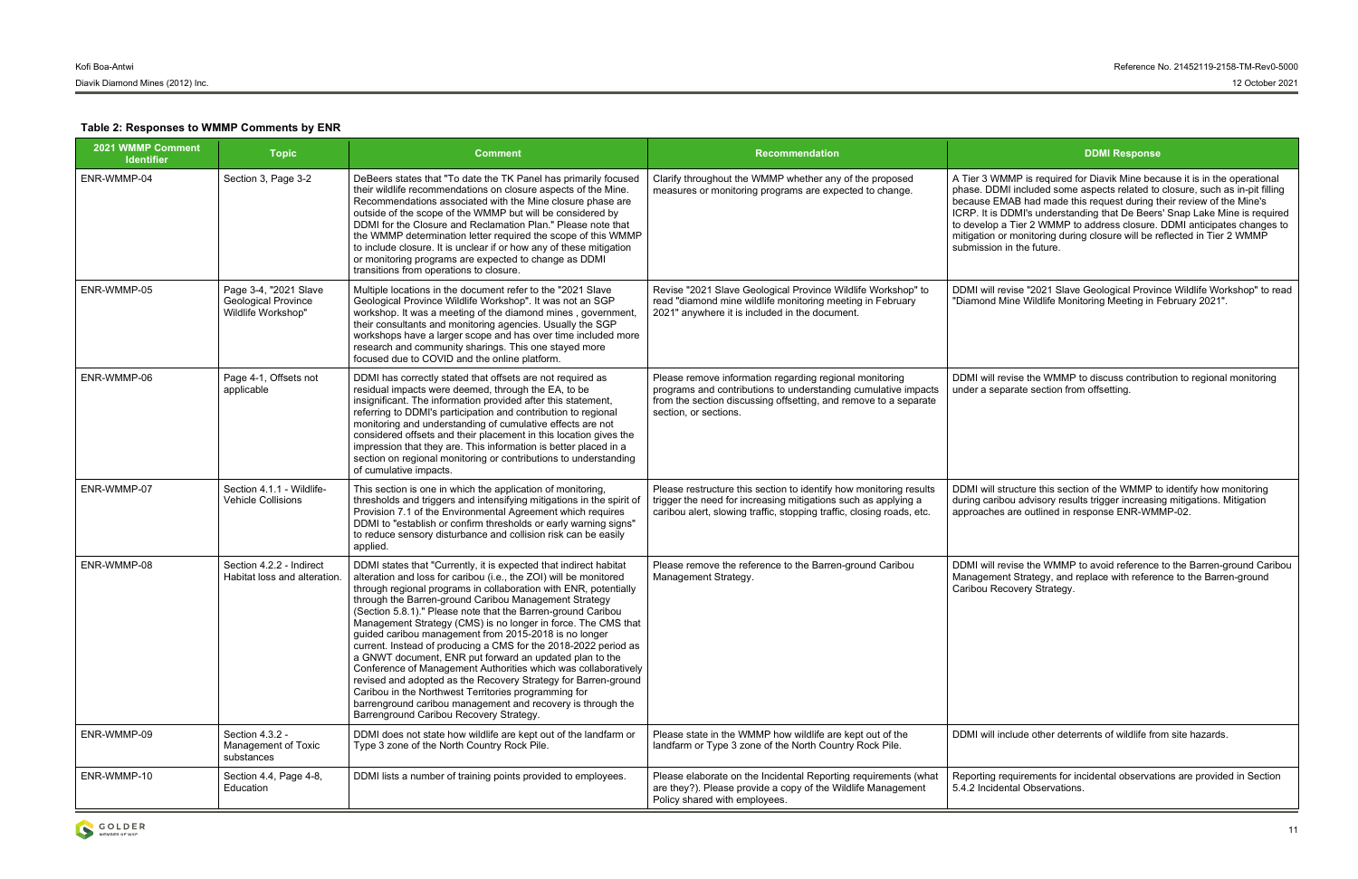### Table 2: Responses to WMMP Comments by ENR

| 2021 WMMP Comment Identifier | Topic | Comment | Recommendation | DDMI Response |
|---|---|---|---|---|
| ENR-WMMP-04 | Section 3, Page 3-2 | DeBeers states that "To date the TK Panel has primarily focused their wildlife recommendations on closure aspects of the Mine. Recommendations associated with the Mine closure phase are outside of the scope of the WMMP but will be considered by DDMI for the Closure and Reclamation Plan." Please note that the WMMP determination letter required the scope of this WMMP to include closure. It is unclear if or how any of these mitigation or monitoring programs are expected to change as DDMI transitions from operations to closure. | Clarify throughout the WMMP whether any of the proposed measures or monitoring programs are expected to change. | A Tier 3 WMMP is required for Diavik Mine because it is in the operational phase. DDMI included some aspects related to closure, such as in-pit filling because EMAB had made this request during their review of the Mine's ICRP. It is DDMI's understanding that De Beers' Snap Lake Mine is required to develop a Tier 2 WMMP to address closure. DDMI anticipates changes to mitigation or monitoring during closure will be reflected in Tier 2 WMMP submission in the future. |
| ENR-WMMP-05 | Page 3-4, "2021 Slave Geological Province Wildlife Workshop" | Multiple locations in the document refer to the "2021 Slave Geological Province Wildlife Workshop". It was not an SGP workshop. It was a meeting of the diamond mines , government, their consultants and monitoring agencies. Usually the SGP workshops have a larger scope and has over time included more research and community sharings. This one stayed more focused due to COVID and the online platform. | Revise "2021 Slave Geological Province Wildlife Workshop" to read "diamond mine wildlife monitoring meeting in February 2021" anywhere it is included in the document. | DDMI will revise "2021 Slave Geological Province Wildlife Workshop" to read "Diamond Mine Wildlife Monitoring Meeting in February 2021". |
| ENR-WMMP-06 | Page 4-1, Offsets not applicable | DDMI has correctly stated that offsets are not required as residual impacts were deemed, through the EA, to be insignificant. The information provided after this statement, referring to DDMI's participation and contribution to regional monitoring and understanding of cumulative effects are not considered offsets and their placement in this location gives the impression that they are. This information is better placed in a section on regional monitoring or contributions to understanding of cumulative impacts. | Please remove information regarding regional monitoring programs and contributions to understanding cumulative impacts from the section discussing offsetting, and remove to a separate section, or sections. | DDMI will revise the WMMP to discuss contribution to regional monitoring under a separate section from offsetting. |
| ENR-WMMP-07 | Section 4.1.1 - Wildlife-Vehicle Collisions | This section is one in which the application of monitoring, thresholds and triggers and intensifying mitigations in the spirit of Provision 7.1 of the Environmental Agreement which requires DDMI to "establish or confirm thresholds or early warning signs" to reduce sensory disturbance and collision risk can be easily applied. | Please restructure this section to identify how monitoring results trigger the need for increasing mitigations such as applying a caribou alert, slowing traffic, stopping traffic, closing roads, etc. | DDMI will structure this section of the WMMP to identify how monitoring during caribou advisory results trigger increasing mitigations. Mitigation approaches are outlined in response ENR-WMMP-02. |
| ENR-WMMP-08 | Section 4.2.2 - Indirect Habitat loss and alteration. | DDMI states that "Currently, it is expected that indirect habitat alteration and loss for caribou (i.e., the ZOI) will be monitored through regional programs in collaboration with ENR, potentially through the Barren-ground Caribou Management Strategy (Section 5.8.1)." Please note that the Barren-ground Caribou Management Strategy (CMS) is no longer in force. The CMS that guided caribou management from 2015-2018 is no longer current. Instead of producing a CMS for the 2018-2022 period as a GNWT document, ENR put forward an updated plan to the Conference of Management Authorities which was collaboratively revised and adopted as the Recovery Strategy for Barren-ground Caribou in the Northwest Territories programming for barrenground caribou management and recovery is through the Barrenground Caribou Recovery Strategy. | Please remove the reference to the Barren-ground Caribou Management Strategy. | DDMI will revise the WMMP to avoid reference to the Barren-ground Caribou Management Strategy, and replace with reference to the Barren-ground Caribou Recovery Strategy. |
| ENR-WMMP-09 | Section 4.3.2 - Management of Toxic substances | DDMI does not state how wildlife are kept out of the landfarm or Type 3 zone of the North Country Rock Pile. | Please state in the WMMP how wildlife are kept out of the landfarm or Type 3 zone of the North Country Rock Pile. | DDMI will include other deterrents of wildlife from site hazards. |
| ENR-WMMP-10 | Section 4.4, Page 4-8, Education | DDMI lists a number of training points provided to employees. | Please elaborate on the Incidental Reporting requirements (what are they?). Please provide a copy of the Wildlife Management Policy shared with employees. | Reporting requirements for incidental observations are provided in Section 5.4.2 Incidental Observations. |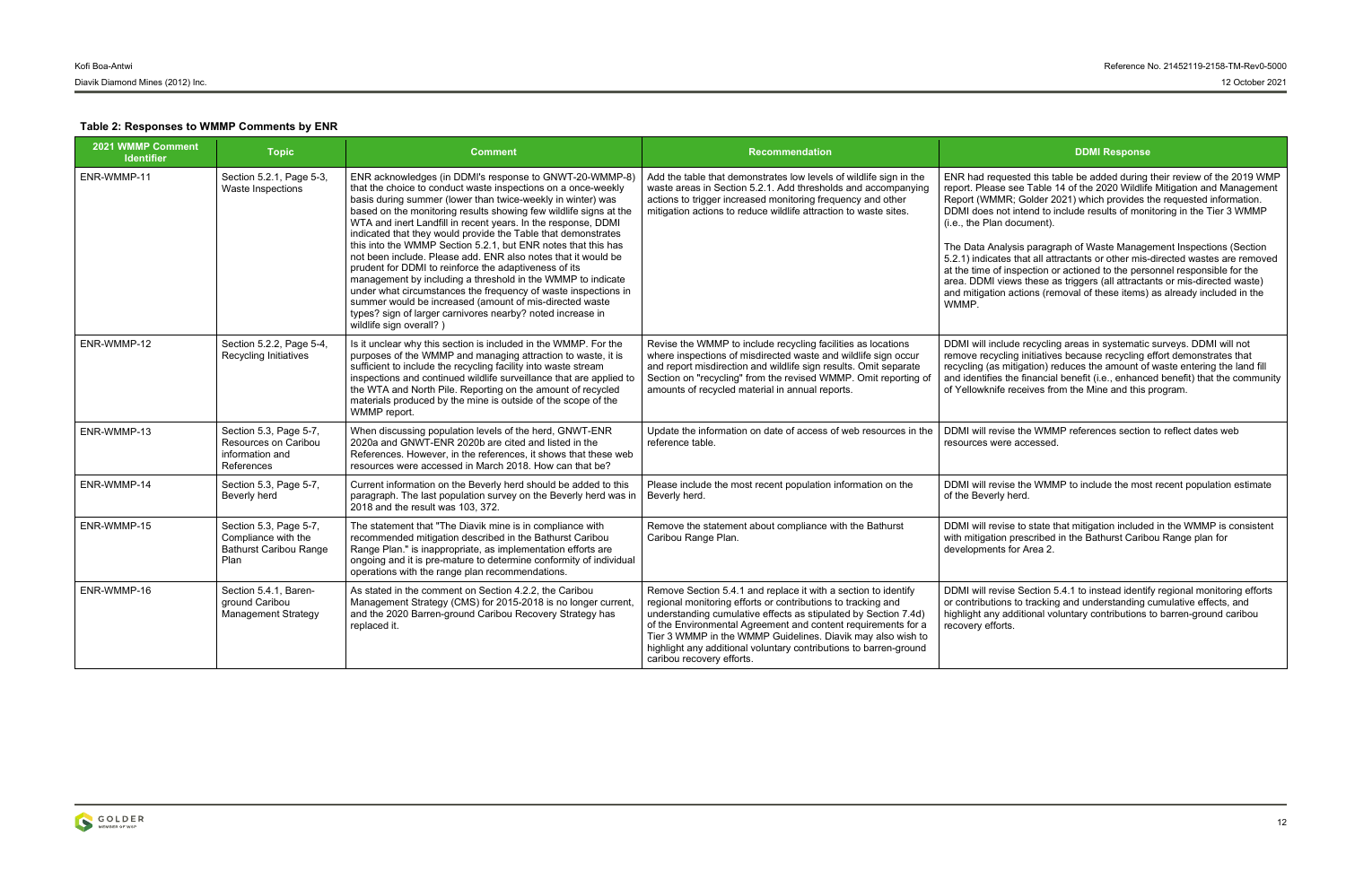**Table 2: Responses to WMMP Comments by ENR**

| 2021 WMMP Comment Identifier | Topic | Comment | Recommendation | DDMI Response |
|---|---|---|---|---|
| ENR-WMMP-11 | Section 5.2.1, Page 5-3, Waste Inspections | ENR acknowledges (in DDMI's response to GNWT-20-WMMP-8) that the choice to conduct waste inspections on a once-weekly basis during summer (lower than twice-weekly in winter) was based on the monitoring results showing few wildlife signs at the WTA and inert Landfill in recent years. In the response, DDMI indicated that they would provide the Table that demonstrates this into the WMMP Section 5.2.1, but ENR notes that this has not been include. Please add. ENR also notes that it would be prudent for DDMI to reinforce the adaptiveness of its management by including a threshold in the WMMP to indicate under what circumstances the frequency of waste inspections in summer would be increased (amount of mis-directed waste types? sign of larger carnivores nearby? noted increase in wildlife sign overall? ) | Add the table that demonstrates low levels of wildlife sign in the waste areas in Section 5.2.1. Add thresholds and accompanying actions to trigger increased monitoring frequency and other mitigation actions to reduce wildlife attraction to waste sites. | ENR had requested this table be added during their review of the 2019 WMP report. Please see Table 14 of the 2020 Wildlife Mitigation and Management Report (WMMR; Golder 2021) which provides the requested information. DDMI does not intend to include results of monitoring in the Tier 3 WMMP (i.e., the Plan document).<br><br>The Data Analysis paragraph of Waste Management Inspections (Section 5.2.1) indicates that all attractants or other mis-directed wastes are removed at the time of inspection or actioned to the personnel responsible for the area. DDMI views these as triggers (all attractants or mis-directed waste) and mitigation actions (removal of these items) as already included in the WMMP. |
| ENR-WMMP-12 | Section 5.2.2, Page 5-4, Recycling Initiatives | Is it unclear why this section is included in the WMMP. For the purposes of the WMMP and managing attraction to waste, it is sufficient to include the recycling facility into waste stream inspections and continued wildlife surveillance that are applied to the WTA and North Pile. Reporting on the amount of recycled materials produced by the mine is outside of the scope of the WMMP report. | Revise the WMMP to include recycling facilities as locations where inspections of misdirected waste and wildlife sign occur and report misdirection and wildlife sign results. Omit separate Section on "recycling" from the revised WMMP. Omit reporting of amounts of recycled material in annual reports. | DDMI will include recycling areas in systematic surveys. DDMI will not remove recycling initiatives because recycling effort demonstrates that recycling (as mitigation) reduces the amount of waste entering the land fill and identifies the financial benefit (i.e., enhanced benefit) that the community of Yellowknife receives from the Mine and this program. |
| ENR-WMMP-13 | Section 5.3, Page 5-7, Resources on Caribou information and References | When discussing population levels of the herd, GNWT-ENR 2020a and GNWT-ENR 2020b are cited and listed in the References. However, in the references, it shows that these web resources were accessed in March 2018. How can that be? | Update the information on date of access of web resources in the reference table. | DDMI will revise the WMMP references section to reflect dates web resources were accessed. |
| ENR-WMMP-14 | Section 5.3, Page 5-7, Beverly herd | Current information on the Beverly herd should be added to this paragraph. The last population survey on the Beverly herd was in 2018 and the result was 103, 372. | Please include the most recent population information on the Beverly herd. | DDMI will revise the WMMP to include the most recent population estimate of the Beverly herd. |
| ENR-WMMP-15 | Section 5.3, Page 5-7, Compliance with the Bathurst Caribou Range Plan | The statement that "The Diavik mine is in compliance with recommended mitigation described in the Bathurst Caribou Range Plan." is inappropriate, as implementation efforts are ongoing and it is pre-mature to determine conformity of individual operations with the range plan recommendations. | Remove the statement about compliance with the Bathurst Caribou Range Plan. | DDMI will revise to state that mitigation included in the WMMP is consistent with mitigation prescribed in the Bathurst Caribou Range plan for developments for Area 2. |
| ENR-WMMP-16 | Section 5.4.1, Baren-ground Caribou Management Strategy | As stated in the comment on Section 4.2.2, the Caribou Management Strategy (CMS) for 2015-2018 is no longer current, and the 2020 Barren-ground Caribou Recovery Strategy has replaced it. | Remove Section 5.4.1 and replace it with a section to identify regional monitoring efforts or contributions to tracking and understanding cumulative effects as stipulated by Section 7.4d) of the Environmental Agreement and content requirements for a Tier 3 WMMP in the WMMP Guidelines. Diavik may also wish to highlight any additional voluntary contributions to barren-ground caribou recovery efforts. | DDMI will revise Section 5.4.1 to instead identify regional monitoring efforts or contributions to tracking and understanding cumulative effects, and highlight any additional voluntary contributions to barren-ground caribou recovery efforts. |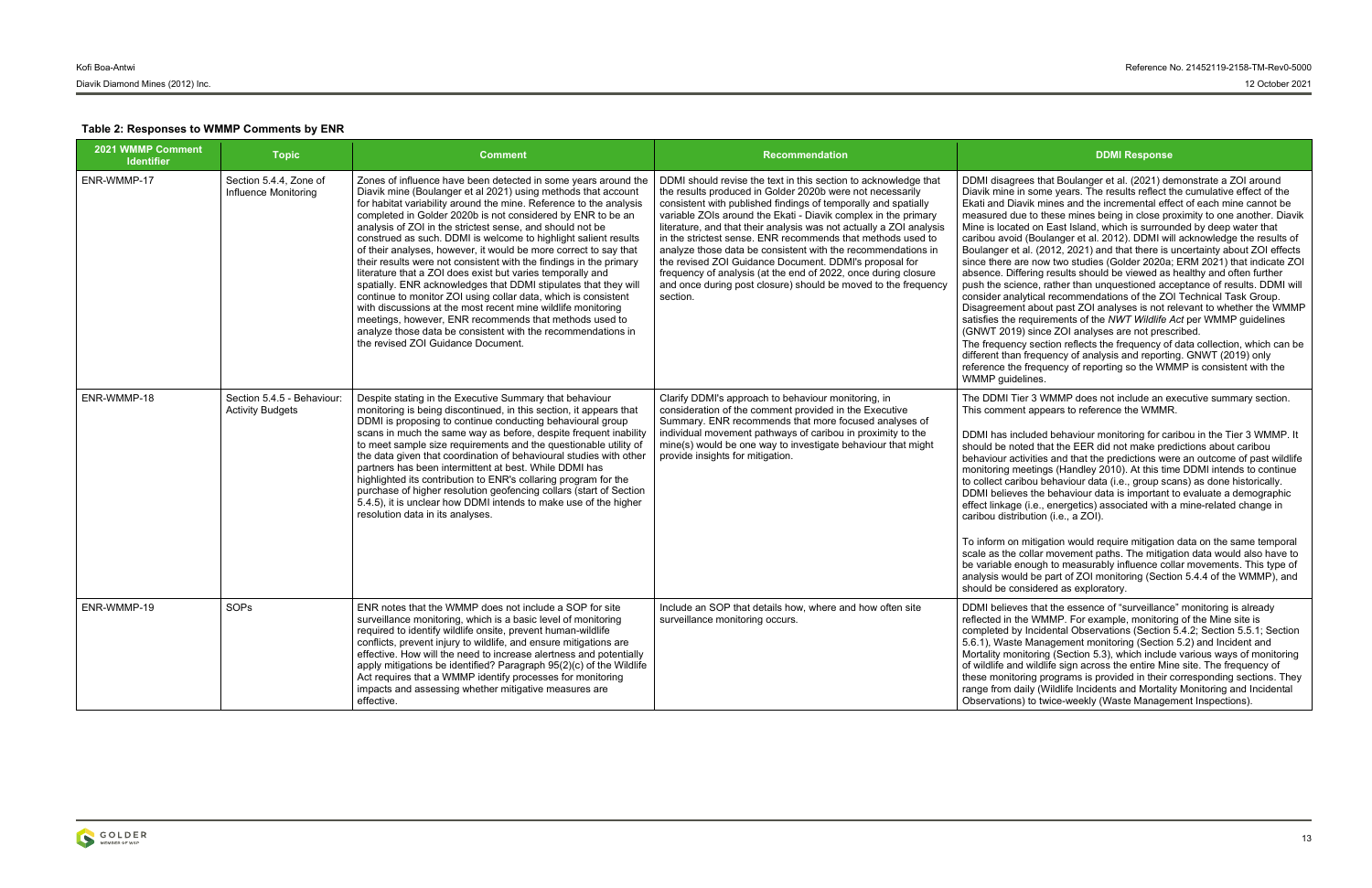**Table 2: Responses to WMMP Comments by ENR**

| 2021 WMMP Comment Identifier | Topic | Comment | Recommendation | DDMI Response |
|---|---|---|---|---|
| ENR-WMMP-17 | Section 5.4.4, Zone of Influence Monitoring | Zones of influence have been detected in some years around the Diavik mine (Boulanger et al 2021) using methods that account for habitat variability around the mine. Reference to the analysis completed in Golder 2020b is not considered by ENR to be an analysis of ZOI in the strictest sense, and should not be construed as such. DDMI is welcome to highlight salient results of their analyses, however, it would be more correct to say that their results were not consistent with the findings in the primary literature that a ZOI does exist but varies temporally and spatially. ENR acknowledges that DDMI stipulates that they will continue to monitor ZOI using collar data, which is consistent with discussions at the most recent mine wildlife monitoring meetings, however, ENR recommends that methods used to analyze those data be consistent with the recommendations in the revised ZOI Guidance Document. | DDMI should revise the text in this section to acknowledge that the results produced in Golder 2020b were not necessarily consistent with published findings of temporally and spatially variable ZOIs around the Ekati - Diavik complex in the primary literature, and that their analysis was not actually a ZOI analysis in the strictest sense. ENR recommends that methods used to analyze those data be consistent with the recommendations in the revised ZOI Guidance Document. DDMI's proposal for frequency of analysis (at the end of 2022, once during closure and once during post closure) should be moved to the frequency section. | DDMI disagrees that Boulanger et al. (2021) demonstrate a ZOI around Diavik mine in some years. The results reflect the cumulative effect of the Ekati and Diavik mines and the incremental effect of each mine cannot be measured due to these mines being in close proximity to one another. Diavik Mine is located on East Island, which is surrounded by deep water that caribou avoid (Boulanger et al. 2012). DDMI will acknowledge the results of Boulanger et al. (2012, 2021) and that there is uncertainty about ZOI effects since there are now two studies (Golder 2020a; ERM 2021) that indicate ZOI absence. Differing results should be viewed as healthy and often further push the science, rather than unquestioned acceptance of results. DDMI will consider analytical recommendations of the ZOI Technical Task Group. Disagreement about past ZOI analyses is not relevant to whether the WMMP satisfies the requirements of the *NWT Wildlife Act* per WMMP guidelines (GNWT 2019) since ZOI analyses are not prescribed.<br>The frequency section reflects the frequency of data collection, which can be different than frequency of analysis and reporting. GNWT (2019) only reference the frequency of reporting so the WMMP is consistent with the WMMP guidelines. |
| ENR-WMMP-18 | Section 5.4.5 - Behaviour: Activity Budgets | Despite stating in the Executive Summary that behaviour monitoring is being discontinued, in this section, it appears that DDMI is proposing to continue conducting behavioural group scans in much the same way as before, despite frequent inability to meet sample size requirements and the questionable utility of the data given that coordination of behavioural studies with other partners has been intermittent at best. While DDMI has highlighted its contribution to ENR's collaring program for the purchase of higher resolution geofencing collars (start of Section 5.4.5), it is unclear how DDMI intends to make use of the higher resolution data in its analyses. | Clarify DDMI's approach to behaviour monitoring, in consideration of the comment provided in the Executive Summary. ENR recommends that more focused analyses of individual movement pathways of caribou in proximity to the mine(s) would be one way to investigate behaviour that might provide insights for mitigation. | The DDMI Tier 3 WMMP does not include an executive summary section. This comment appears to reference the WMMR.<br><br>DDMI has included behaviour monitoring for caribou in the Tier 3 WMMP. It should be noted that the EER did not make predictions about caribou behaviour activities and that the predictions were an outcome of past wildlife monitoring meetings (Handley 2010). At this time DDMI intends to continue to collect caribou behaviour data (i.e., group scans) as done historically. DDMI believes the behaviour data is important to evaluate a demographic effect linkage (i.e., energetics) associated with a mine-related change in caribou distribution (i.e., a ZOI).<br><br>To inform on mitigation would require mitigation data on the same temporal scale as the collar movement paths. The mitigation data would also have to be variable enough to measurably influence collar movements. This type of analysis would be part of ZOI monitoring (Section 5.4.4 of the WMMP), and should be considered as exploratory. |
| ENR-WMMP-19 | SOPs | ENR notes that the WMMP does not include a SOP for site surveillance monitoring, which is a basic level of monitoring required to identify wildlife onsite, prevent human-wildlife conflicts, prevent injury to wildlife, and ensure mitigations are effective. How will the need to increase alertness and potentially apply mitigations be identified? Paragraph 95(2)(c) of the Wildlife Act requires that a WMMP identify processes for monitoring impacts and assessing whether mitigative measures are effective. | Include an SOP that details how, where and how often site surveillance monitoring occurs. | DDMI believes that the essence of "surveillance" monitoring is already reflected in the WMMP. For example, monitoring of the Mine site is completed by Incidental Observations (Section 5.4.2; Section 5.5.1; Section 5.6.1), Waste Management monitoring (Section 5.2) and Incident and Mortality monitoring (Section 5.3), which include various ways of monitoring of wildlife and wildlife sign across the entire Mine site. The frequency of these monitoring programs is provided in their corresponding sections. They range from daily (Wildlife Incidents and Mortality Monitoring and Incidental Observations) to twice-weekly (Waste Management Inspections). |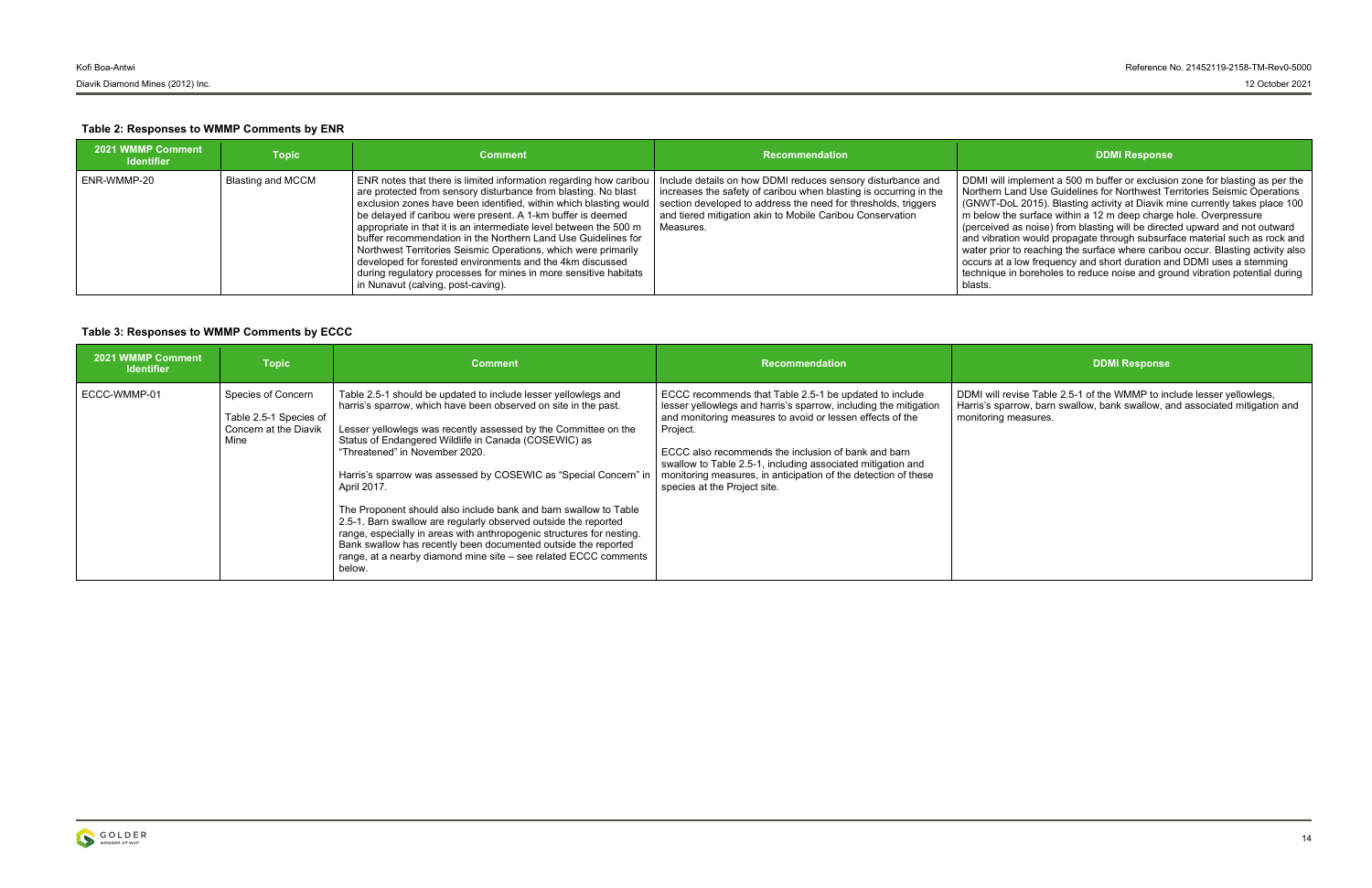### Table 2: Responses to WMMP Comments by ENR

| 2021 WMMP Comment Identifier | Topic | Comment | Recommendation | DDMI Response |
|---|---|---|---|---|
| ENR-WMMP-20 | Blasting and MCCM | ENR notes that there is limited information regarding how caribou are protected from sensory disturbance from blasting. No blast exclusion zones have been identified, within which blasting would be delayed if caribou were present. A 1-km buffer is deemed appropriate in that it is an intermediate level between the 500 m buffer recommendation in the Northern Land Use Guidelines for Northwest Territories Seismic Operations, which were primarily developed for forested environments and the 4km discussed during regulatory processes for mines in more sensitive habitats in Nunavut (calving, post-caving). | Include details on how DDMI reduces sensory disturbance and increases the safety of caribou when blasting is occurring in the section developed to address the need for thresholds, triggers and tiered mitigation akin to Mobile Caribou Conservation Measures. | DDMI will implement a 500 m buffer or exclusion zone for blasting as per the Northern Land Use Guidelines for Northwest Territories Seismic Operations (GNWT-DoL 2015). Blasting activity at Diavik mine currently takes place 100 m below the surface within a 12 m deep charge hole. Overpressure (perceived as noise) from blasting will be directed upward and not outward and vibration would propagate through subsurface material such as rock and water prior to reaching the surface where caribou occur. Blasting activity also occurs at a low frequency and short duration and DDMI uses a stemming technique in boreholes to reduce noise and ground vibration potential during blasts. |

### Table 3: Responses to WMMP Comments by ECCC

| 2021 WMMP Comment Identifier | Topic | Comment | Recommendation | DDMI Response |
|---|---|---|---|---|
| ECCC-WMMP-01 | Species of Concern<br><br>Table 2.5-1 Species of Concern at the Diavik Mine | Table 2.5-1 should be updated to include lesser yellowlegs and harris's sparrow, which have been observed on site in the past.<br><br>Lesser yellowlegs was recently assessed by the Committee on the Status of Endangered Wildlife in Canada (COSEWIC) as "Threatened" in November 2020.<br><br>Harris's sparrow was assessed by COSEWIC as "Special Concern" in April 2017.<br><br>The Proponent should also include bank and barn swallow to Table 2.5-1. Barn swallow are regularly observed outside the reported range, especially in areas with anthropogenic structures for nesting. Bank swallow has recently been documented outside the reported range, at a nearby diamond mine site – see related ECCC comments below. | ECCC recommends that Table 2.5-1 be updated to include lesser yellowlegs and harris's sparrow, including the mitigation and monitoring measures to avoid or lessen effects of the Project.<br><br>ECCC also recommends the inclusion of bank and barn swallow to Table 2.5-1, including associated mitigation and monitoring measures, in anticipation of the detection of these species at the Project site. | DDMI will revise Table 2.5-1 of the WMMP to include lesser yellowlegs, Harris's sparrow, barn swallow, bank swallow, and associated mitigation and monitoring measures. |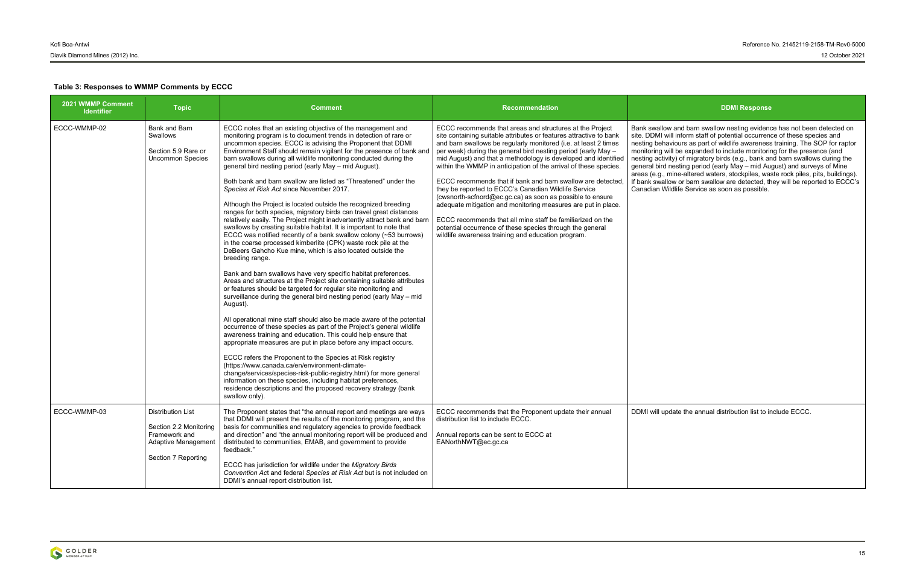**Table 3: Responses to WMMP Comments by ECCC**

| 2021 WMMP Comment Identifier | Topic | Comment | Recommendation | DDMI Response |
|---|---|---|---|---|
| ECCC-WMMP-02 | Bank and Barn Swallows<br><br>Section 5.9 Rare or Uncommon Species | ECCC notes that an existing objective of the management and monitoring program is to document trends in detection of rare or uncommon species. ECCC is advising the Proponent that DDMI Environment Staff should remain vigilant for the presence of bank and barn swallows during all wildlife monitoring conducted during the general bird nesting period (early May – mid August).<br><br>Both bank and barn swallow are listed as "Threatened" under the *Species at Risk Act* since November 2017.<br><br>Although the Project is located outside the recognized breeding ranges for both species, migratory birds can travel great distances relatively easily. The Project might inadvertently attract bank and barn swallows by creating suitable habitat. It is important to note that ECCC was notified recently of a bank swallow colony (~53 burrows) in the coarse processed kimberlite (CPK) waste rock pile at the DeBeers Gahcho Kue mine, which is also located outside the breeding range.<br><br>Bank and barn swallows have very specific habitat preferences. Areas and structures at the Project site containing suitable attributes or features should be targeted for regular site monitoring and surveillance during the general bird nesting period (early May – mid August).<br><br>All operational mine staff should also be made aware of the potential occurrence of these species as part of the Project's general wildlife awareness training and education. This could help ensure that appropriate measures are put in place before any impact occurs.<br><br>ECCC refers the Proponent to the Species at Risk registry (https://www.canada.ca/en/environment-climate-change/services/species-risk-public-registry.html) for more general information on these species, including habitat preferences, residence descriptions and the proposed recovery strategy (bank swallow only). | ECCC recommends that areas and structures at the Project site containing suitable attributes or features attractive to bank and barn swallows be regularly monitored (i.e. at least 2 times per week) during the general bird nesting period (early May – mid August) and that a methodology is developed and identified within the WMMP in anticipation of the arrival of these species.<br><br>ECCC recommends that if bank and barn swallow are detected, they be reported to ECCC's Canadian Wildlife Service (cwsnorth-scfnord@ec.gc.ca) as soon as possible to ensure adequate mitigation and monitoring measures are put in place.<br><br>ECCC recommends that all mine staff be familiarized on the potential occurrence of these species through the general wildlife awareness training and education program. | Bank swallow and barn swallow nesting evidence has not been detected on site. DDMI will inform staff of potential occurrence of these species and nesting behaviours as part of wildlife awareness training. The SOP for raptor monitoring will be expanded to include monitoring for the presence (and nesting activity) of migratory birds (e.g., bank and barn swallows during the general bird nesting period (early May – mid August) and surveys of Mine areas (e.g., mine-altered waters, stockpiles, waste rock piles, pits, buildings). If bank swallow or barn swallow are detected, they will be reported to ECCC's Canadian Wildlife Service as soon as possible. |
| ECCC-WMMP-03 | Distribution List<br><br>Section 2.2 Monitoring Framework and Adaptive Management<br><br>Section 7 Reporting | The Proponent states that "the annual report and meetings are ways that DDMI will present the results of the monitoring program, and the basis for communities and regulatory agencies to provide feedback and direction" and "the annual monitoring report will be produced and distributed to communities, EMAB, and government to provide feedback."<br><br>ECCC has jurisdiction for wildlife under the *Migratory Birds Convention Act* and federal *Species at Risk Act* but is not included on DDMI's annual report distribution list. | ECCC recommends that the Proponent update their annual distribution list to include ECCC.<br><br>Annual reports can be sent to ECCC at EANorthNWT@ec.gc.ca | DDMI will update the annual distribution list to include ECCC. |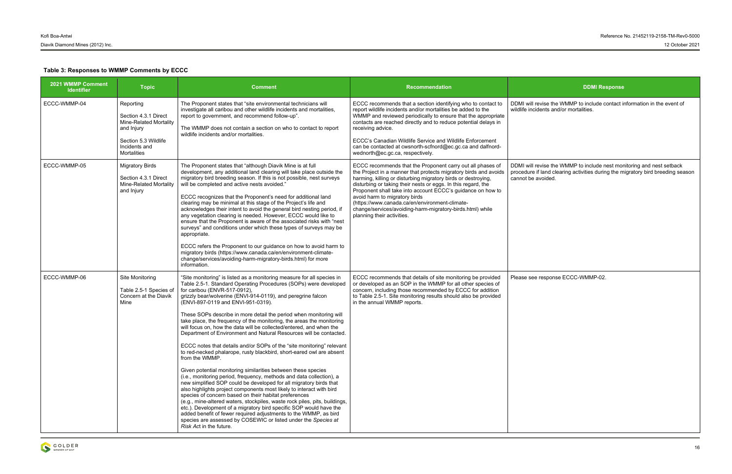### Table 3: Responses to WMMP Comments by ECCC

| 2021 WMMP Comment Identifier | Topic | Comment | Recommendation | DDMI Response |
|---|---|---|---|---|
| ECCC-WMMP-04 | Reporting<br><br>Section 4.3.1 Direct Mine-Related Mortality and Injury<br><br>Section 5.3 Wildlife Incidents and Mortalities | The Proponent states that "site environmental technicians will investigate all caribou and other wildlife incidents and mortalities, report to government, and recommend follow-up".<br><br>The WMMP does not contain a section on who to contact to report wildlife incidents and/or mortalities. | ECCC recommends that a section identifying who to contact to report wildlife incidents and/or mortalities be added to the WMMP and reviewed periodically to ensure that the appropriate contacts are reached directly and to reduce potential delays in receiving advice.<br><br>ECCC's Canadian Wildlife Service and Wildlife Enforcement can be contacted at cwsnorth-scfnord@ec.gc.ca and dalfnord-wednorth@ec.gc.ca, respectively. | DDMI will revise the WMMP to include contact information in the event of wildlife incidents and/or mortalities. |
| ECCC-WMMP-05 | Migratory Birds<br><br>Section 4.3.1 Direct Mine-Related Mortality and Injury | The Proponent states that "although Diavik Mine is at full development, any additional land clearing will take place outside the migratory bird breeding season. If this is not possible, nest surveys will be completed and active nests avoided."<br><br>ECCC recognizes that the Proponent's need for additional land clearing may be minimal at this stage of the Project's life and acknowledges their intent to avoid the general bird nesting period, if any vegetation clearing is needed. However, ECCC would like to ensure that the Proponent is aware of the associated risks with "nest surveys" and conditions under which these types of surveys may be appropriate.<br><br>ECCC refers the Proponent to our guidance on how to avoid harm to migratory birds (https://www.canada.ca/en/environment-climate-change/services/avoiding-harm-migratory-birds.html) for more information. | ECCC recommends that the Proponent carry out all phases of the Project in a manner that protects migratory birds and avoids harming, killing or disturbing migratory birds or destroying, disturbing or taking their nests or eggs. In this regard, the Proponent shall take into account ECCC's guidance on how to avoid harm to migratory birds (https://www.canada.ca/en/environment-climate-change/services/avoiding-harm-migratory-birds.html) while planning their activities. | DDMI will revise the WMMP to include nest monitoring and nest setback procedure if land clearing activities during the migratory bird breeding season cannot be avoided. |
| ECCC-WMMP-06 | Site Monitoring<br><br>Table 2.5-1 Species of Concern at the Diavik Mine | "Site monitoring" is listed as a monitoring measure for all species in Table 2.5-1. Standard Operating Procedures (SOPs) were developed for caribou (ENVR-517-0912), grizzly bear/wolverine (ENVI-914-0119), and peregrine falcon (ENVI-897-0119 and ENVI-951-0319).<br><br>These SOPs describe in more detail the period when monitoring will take place, the frequency of the monitoring, the areas the monitoring will focus on, how the data will be collected/entered, and when the Department of Environment and Natural Resources will be contacted.<br><br>ECCC notes that details and/or SOPs of the "site monitoring" relevant to red-necked phalarope, rusty blackbird, short-eared owl are absent from the WMMP.<br><br>Given potential monitoring similarities between these species (i.e., monitoring period, frequency, methods and data collection), a new simplified SOP could be developed for all migratory birds that also highlights project components most likely to interact with bird species of concern based on their habitat preferences (e.g., mine-altered waters, stockpiles, waste rock piles, pits, buildings, etc.). Development of a migratory bird specific SOP would have the added benefit of fewer required adjustments to the WMMP, as bird species are assessed by COSEWIC or listed under the *Species at Risk Act* in the future. | ECCC recommends that details of site monitoring be provided or developed as an SOP in the WMMP for all other species of concern, including those recommended by ECCC for addition to Table 2.5-1. Site monitoring results should also be provided in the annual WMMP reports. | Please see response ECCC-WMMP-02. |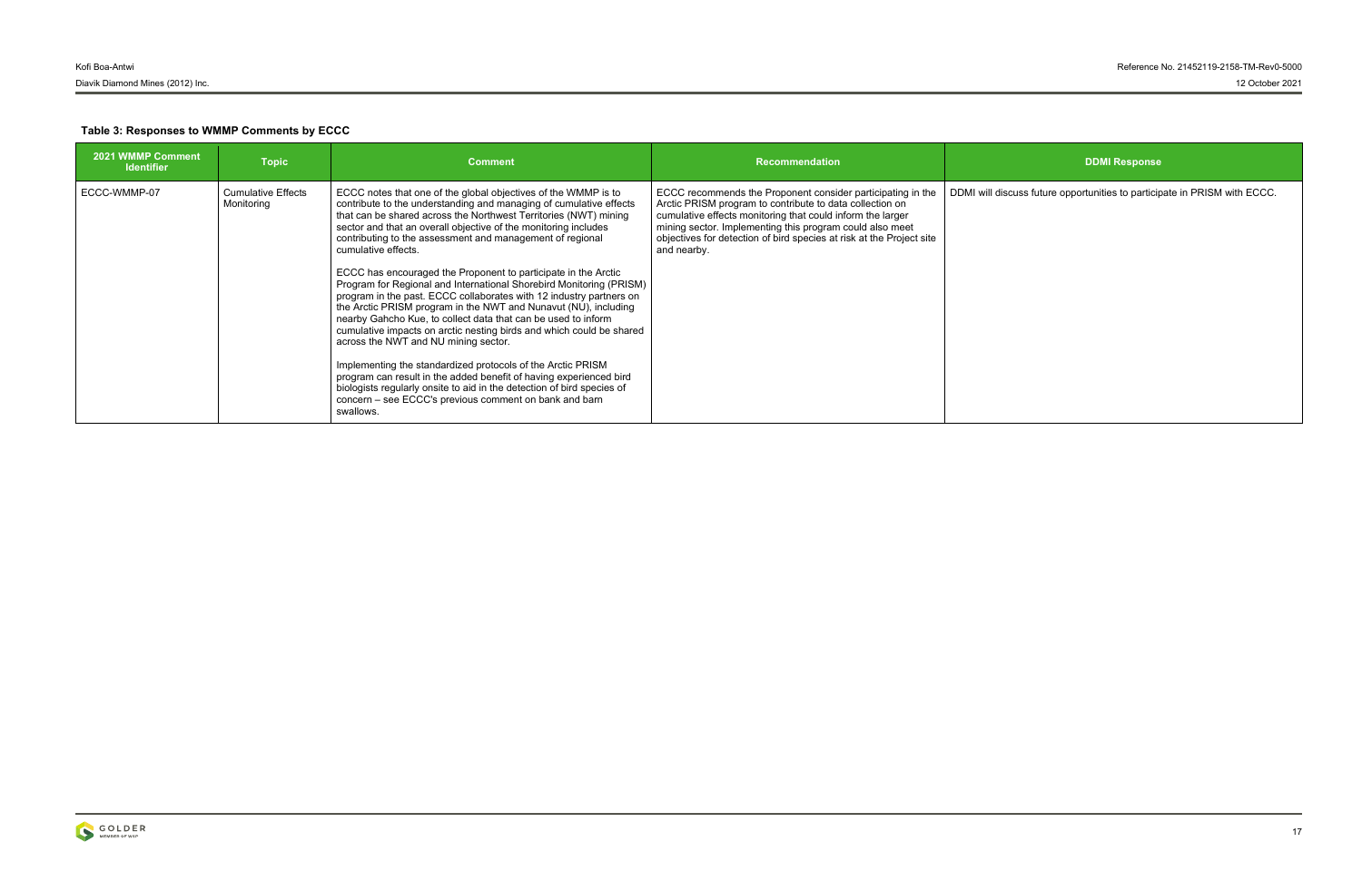### Table 3: Responses to WMMP Comments by ECCC

| 2021 WMMP Comment Identifier | Topic | Comment | Recommendation | DDMI Response |
|---|---|---|---|---|
| ECCC-WMMP-07 | Cumulative Effects Monitoring | ECCC notes that one of the global objectives of the WMMP is to contribute to the understanding and managing of cumulative effects that can be shared across the Northwest Territories (NWT) mining sector and that an overall objective of the monitoring includes contributing to the assessment and management of regional cumulative effects.<br><br>ECCC has encouraged the Proponent to participate in the Arctic Program for Regional and International Shorebird Monitoring (PRISM) program in the past. ECCC collaborates with 12 industry partners on the Arctic PRISM program in the NWT and Nunavut (NU), including nearby Gahcho Kue, to collect data that can be used to inform cumulative impacts on arctic nesting birds and which could be shared across the NWT and NU mining sector.<br><br>Implementing the standardized protocols of the Arctic PRISM program can result in the added benefit of having experienced bird biologists regularly onsite to aid in the detection of bird species of concern – see ECCC's previous comment on bank and barn swallows. | ECCC recommends the Proponent consider participating in the Arctic PRISM program to contribute to data collection on cumulative effects monitoring that could inform the larger mining sector. Implementing this program could also meet objectives for detection of bird species at risk at the Project site and nearby. | DDMI will discuss future opportunities to participate in PRISM with ECCC. |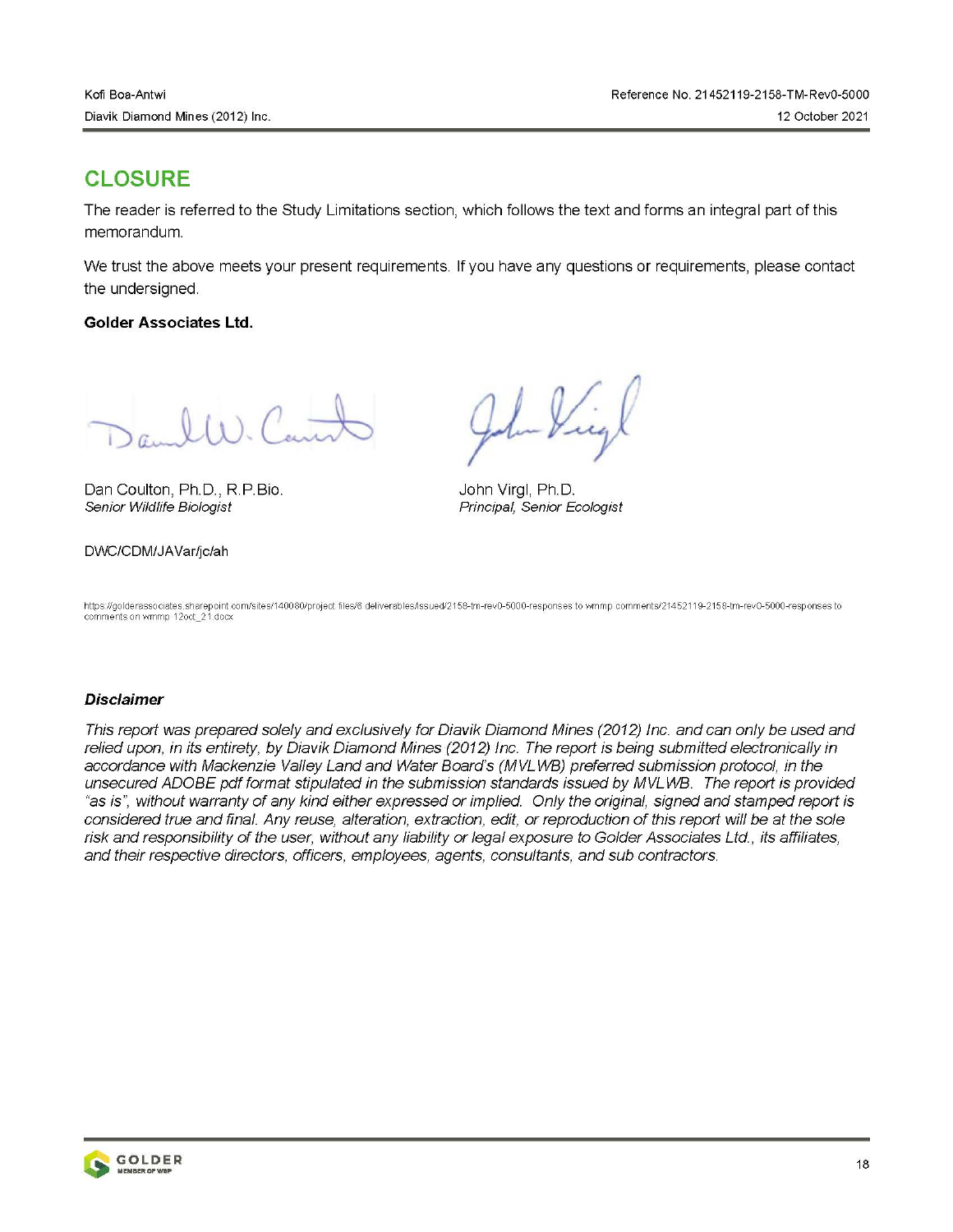## CLOSURE

The reader is referred to the Study Limitations section, which follows the text and forms an integral part of this memorandum.

We trust the above meets your present requirements. If you have any questions or requirements, please contact the undersigned.

**Golder Associates Ltd.**

Dan Coulton, Ph.D., R.P.Bio.
*Senior Wildlife Biologist*

John Virgl, Ph.D.
*Principal, Senior Ecologist*

DWC/CDM/JAVar/jc/ah

https://golderassociates.sharepoint.com/sites/140080/project files/6 deliverables/issued/2158-tm-rev0-5000-responses to wmmp comments/21452119-2158-tm-rev0-5000-responses to comments on wmmp 12oct_21.docx

### *Disclaimer*

*This report was prepared solely and exclusively for Diavik Diamond Mines (2012) Inc. and can only be used and relied upon, in its entirety, by Diavik Diamond Mines (2012) Inc. The report is being submitted electronically in accordance with Mackenzie Valley Land and Water Board's (MVLWB) preferred submission protocol, in the unsecured ADOBE pdf format stipulated in the submission standards issued by MVLWB. The report is provided "as is", without warranty of any kind either expressed or implied. Only the original, signed and stamped report is considered true and final. Any reuse, alteration, extraction, edit, or reproduction of this report will be at the sole risk and responsibility of the user, without any liability or legal exposure to Golder Associates Ltd., its affiliates, and their respective directors, officers, employees, agents, consultants, and sub contractors.*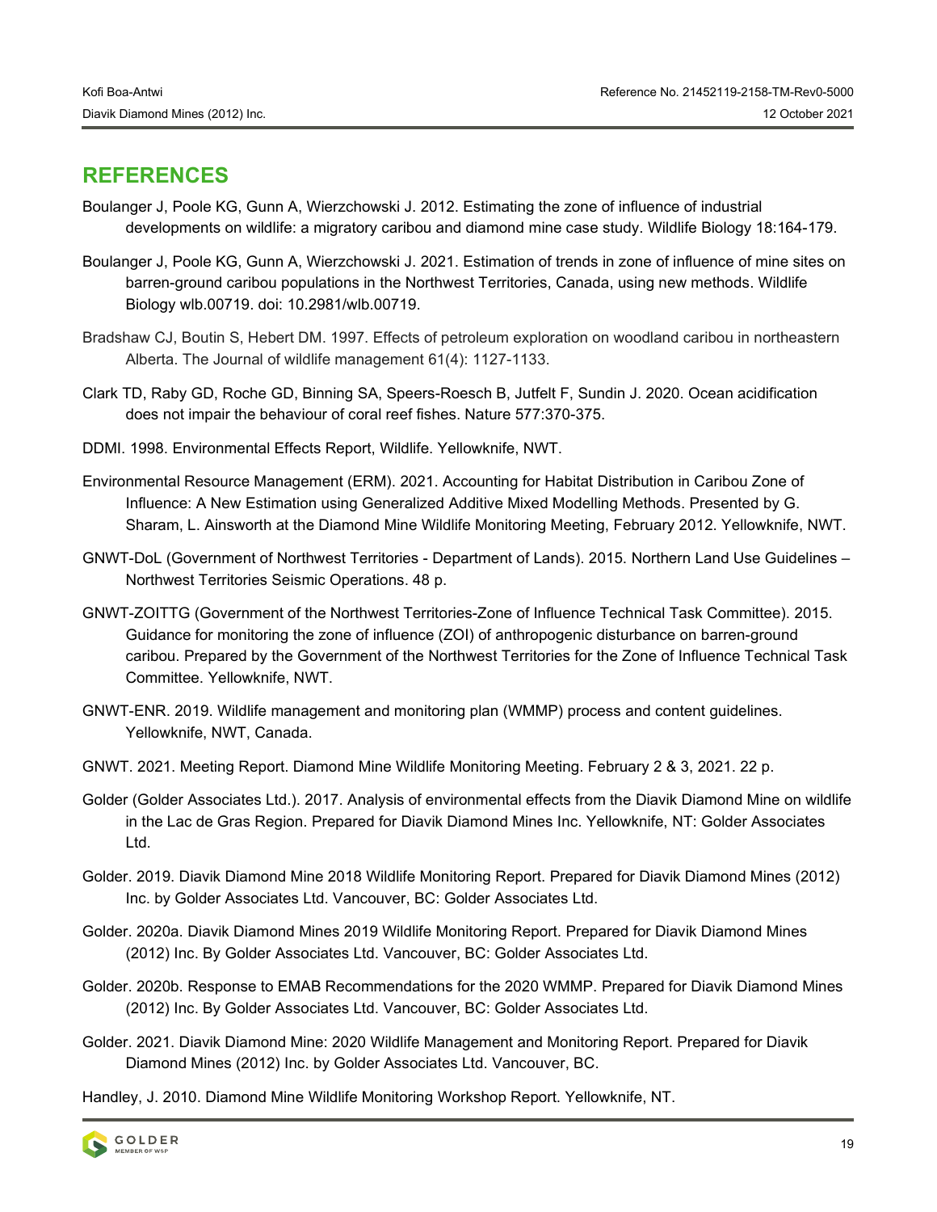## REFERENCES

Boulanger J, Poole KG, Gunn A, Wierzchowski J. 2012. Estimating the zone of influence of industrial developments on wildlife: a migratory caribou and diamond mine case study. Wildlife Biology 18:164-179.

Boulanger J, Poole KG, Gunn A, Wierzchowski J. 2021. Estimation of trends in zone of influence of mine sites on barren-ground caribou populations in the Northwest Territories, Canada, using new methods. Wildlife Biology wlb.00719. doi: 10.2981/wlb.00719.

Bradshaw CJ, Boutin S, Hebert DM. 1997. Effects of petroleum exploration on woodland caribou in northeastern Alberta. The Journal of wildlife management 61(4): 1127-1133.

Clark TD, Raby GD, Roche GD, Binning SA, Speers-Roesch B, Jutfelt F, Sundin J. 2020. Ocean acidification does not impair the behaviour of coral reef fishes. Nature 577:370-375.

DDMI. 1998. Environmental Effects Report, Wildlife. Yellowknife, NWT.

Environmental Resource Management (ERM). 2021. Accounting for Habitat Distribution in Caribou Zone of Influence: A New Estimation using Generalized Additive Mixed Modelling Methods. Presented by G. Sharam, L. Ainsworth at the Diamond Mine Wildlife Monitoring Meeting, February 2012. Yellowknife, NWT.

GNWT-DoL (Government of Northwest Territories - Department of Lands). 2015. Northern Land Use Guidelines – Northwest Territories Seismic Operations. 48 p.

GNWT-ZOITTG (Government of the Northwest Territories-Zone of Influence Technical Task Committee). 2015. Guidance for monitoring the zone of influence (ZOI) of anthropogenic disturbance on barren-ground caribou. Prepared by the Government of the Northwest Territories for the Zone of Influence Technical Task Committee. Yellowknife, NWT.

GNWT-ENR. 2019. Wildlife management and monitoring plan (WMMP) process and content guidelines. Yellowknife, NWT, Canada.

GNWT. 2021. Meeting Report. Diamond Mine Wildlife Monitoring Meeting. February 2 & 3, 2021. 22 p.

Golder (Golder Associates Ltd.). 2017. Analysis of environmental effects from the Diavik Diamond Mine on wildlife in the Lac de Gras Region. Prepared for Diavik Diamond Mines Inc. Yellowknife, NT: Golder Associates Ltd.

Golder. 2019. Diavik Diamond Mine 2018 Wildlife Monitoring Report. Prepared for Diavik Diamond Mines (2012) Inc. by Golder Associates Ltd. Vancouver, BC: Golder Associates Ltd.

Golder. 2020a. Diavik Diamond Mines 2019 Wildlife Monitoring Report. Prepared for Diavik Diamond Mines (2012) Inc. By Golder Associates Ltd. Vancouver, BC: Golder Associates Ltd.

Golder. 2020b. Response to EMAB Recommendations for the 2020 WMMP. Prepared for Diavik Diamond Mines (2012) Inc. By Golder Associates Ltd. Vancouver, BC: Golder Associates Ltd.

Golder. 2021. Diavik Diamond Mine: 2020 Wildlife Management and Monitoring Report. Prepared for Diavik Diamond Mines (2012) Inc. by Golder Associates Ltd. Vancouver, BC.

Handley, J. 2010. Diamond Mine Wildlife Monitoring Workshop Report. Yellowknife, NT.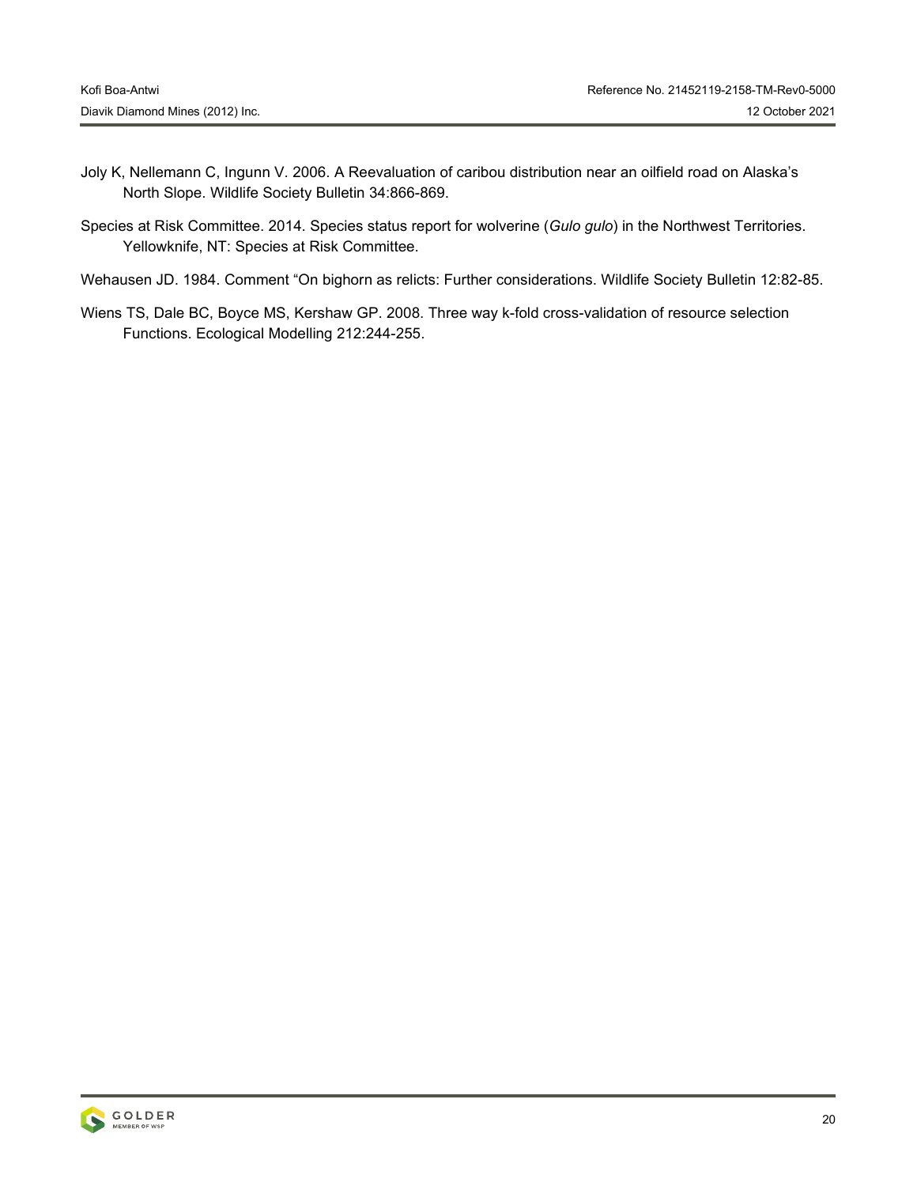Joly K, Nellemann C, Ingunn V. 2006. A Reevaluation of caribou distribution near an oilfield road on Alaska's North Slope. Wildlife Society Bulletin 34:866-869.

Species at Risk Committee. 2014. Species status report for wolverine (*Gulo gulo*) in the Northwest Territories. Yellowknife, NT: Species at Risk Committee.

Wehausen JD. 1984. Comment "On bighorn as relicts: Further considerations. Wildlife Society Bulletin 12:82-85.

Wiens TS, Dale BC, Boyce MS, Kershaw GP. 2008. Three way k-fold cross-validation of resource selection Functions. Ecological Modelling 212:244-255.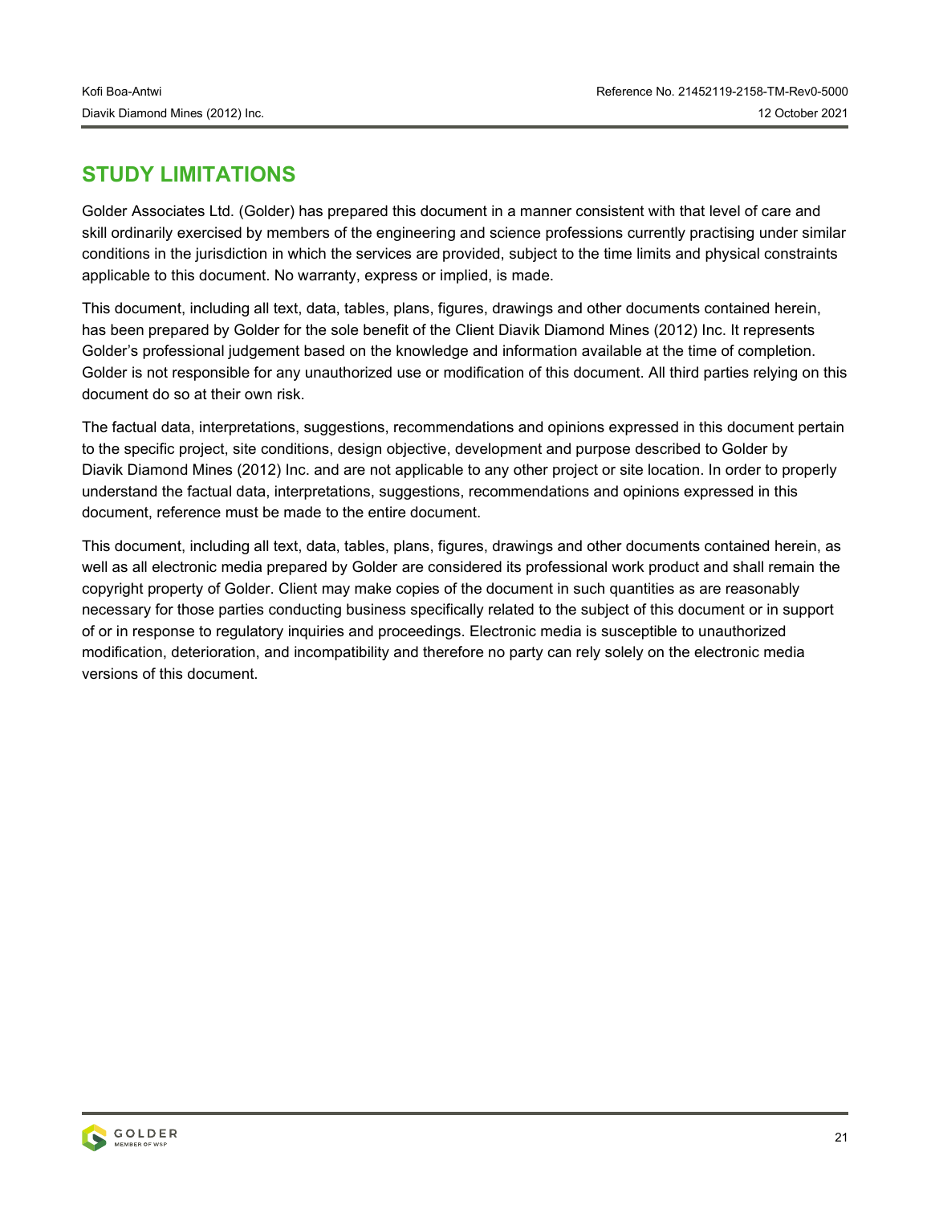# STUDY LIMITATIONS

Golder Associates Ltd. (Golder) has prepared this document in a manner consistent with that level of care and skill ordinarily exercised by members of the engineering and science professions currently practising under similar conditions in the jurisdiction in which the services are provided, subject to the time limits and physical constraints applicable to this document. No warranty, express or implied, is made.

This document, including all text, data, tables, plans, figures, drawings and other documents contained herein, has been prepared by Golder for the sole benefit of the Client Diavik Diamond Mines (2012) Inc. It represents Golder's professional judgement based on the knowledge and information available at the time of completion. Golder is not responsible for any unauthorized use or modification of this document. All third parties relying on this document do so at their own risk.

The factual data, interpretations, suggestions, recommendations and opinions expressed in this document pertain to the specific project, site conditions, design objective, development and purpose described to Golder by Diavik Diamond Mines (2012) Inc. and are not applicable to any other project or site location. In order to properly understand the factual data, interpretations, suggestions, recommendations and opinions expressed in this document, reference must be made to the entire document.

This document, including all text, data, tables, plans, figures, drawings and other documents contained herein, as well as all electronic media prepared by Golder are considered its professional work product and shall remain the copyright property of Golder. Client may make copies of the document in such quantities as are reasonably necessary for those parties conducting business specifically related to the subject of this document or in support of or in response to regulatory inquiries and proceedings. Electronic media is susceptible to unauthorized modification, deterioration, and incompatibility and therefore no party can rely solely on the electronic media versions of this document.